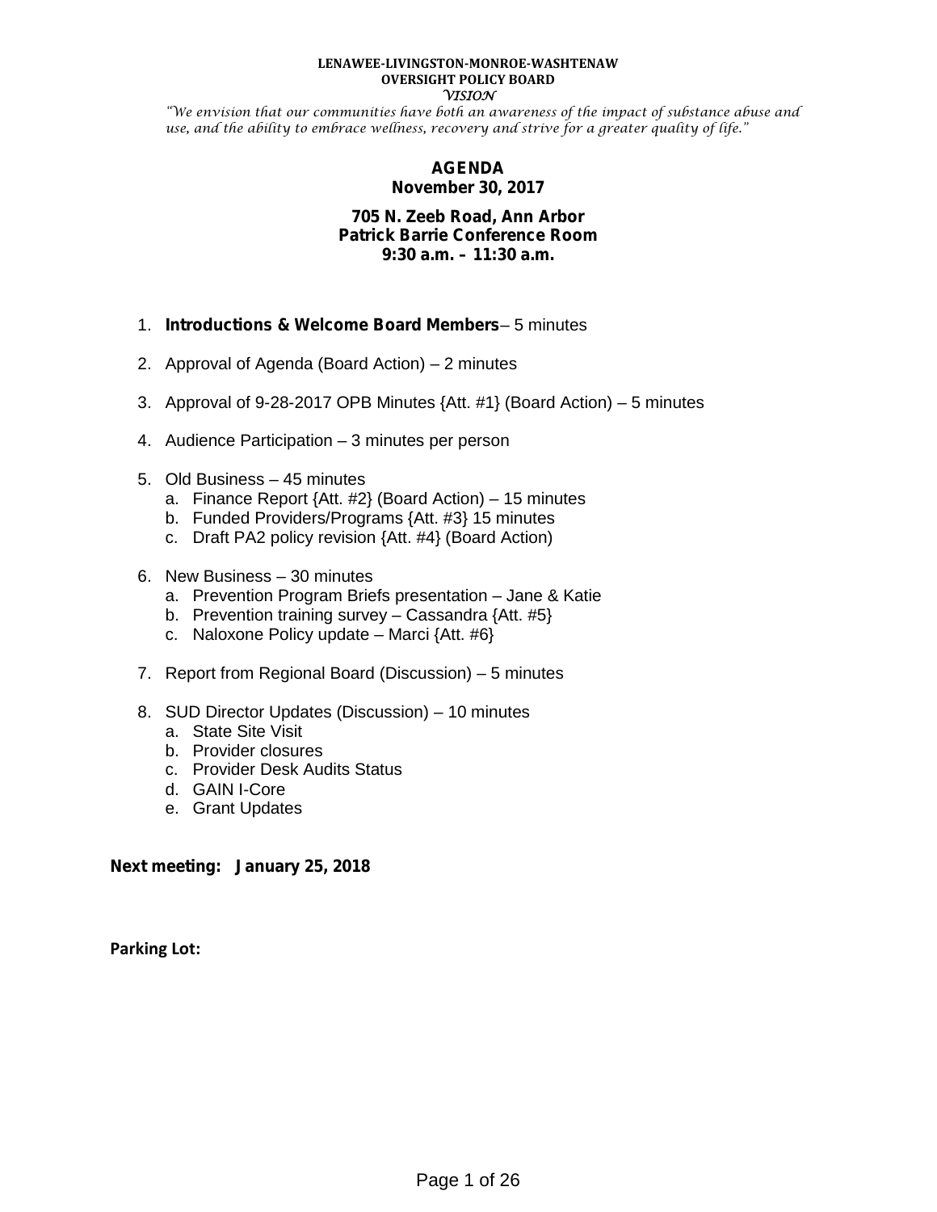**LENAWEE-LIVINGSTON-MONROE-WASHTENAW**
**OVERSIGHT POLICY BOARD**
*VISION*

*"We envision that our communities have both an awareness of the impact of substance abuse and use, and the ability to embrace wellness, recovery and strive for a greater quality of life."*

# AGENDA
## November 30, 2017

**705 N. Zeeb Road, Ann Arbor**
**Patrick Barrie Conference Room**
**9:30 a.m. – 11:30 a.m.**

1. **Introductions & Welcome Board Members**– 5 minutes
2. Approval of Agenda (Board Action) – 2 minutes
3. Approval of 9-28-2017 OPB Minutes {Att. #1} (Board Action) – 5 minutes
4. Audience Participation – 3 minutes per person
5. Old Business – 45 minutes
   a. Finance Report {Att. #2} (Board Action) – 15 minutes
   b. Funded Providers/Programs {Att. #3} 15 minutes
   c. Draft PA2 policy revision {Att. #4} (Board Action)
6. New Business – 30 minutes
   a. Prevention Program Briefs presentation – Jane & Katie
   b. Prevention training survey – Cassandra {Att. #5}
   c. Naloxone Policy update – Marci {Att. #6}
7. Report from Regional Board (Discussion) – 5 minutes
8. SUD Director Updates (Discussion) – 10 minutes
   a. State Site Visit
   b. Provider closures
   c. Provider Desk Audits Status
   d. GAIN I-Core
   e. Grant Updates

**Next meeting: January 25, 2018**

**Parking Lot:**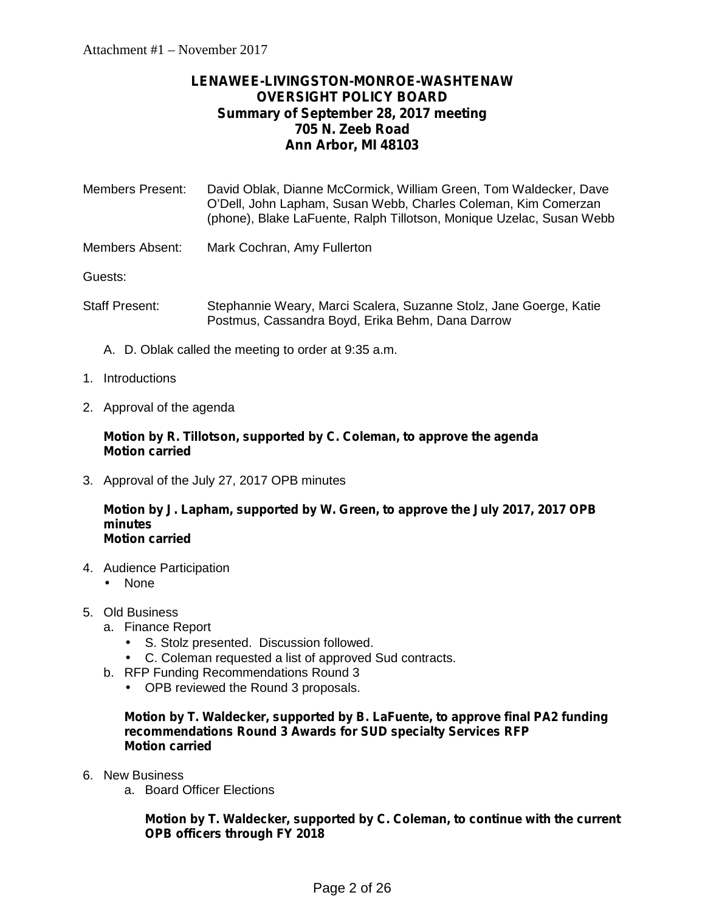Attachment #1 – November 2017

# LENAWEE-LIVINGSTON-MONROE-WASHTENAW OVERSIGHT POLICY BOARD
## Summary of September 28, 2017 meeting
## 705 N. Zeeb Road
## Ann Arbor, MI 48103

Members Present: David Oblak, Dianne McCormick, William Green, Tom Waldecker, Dave O'Dell, John Lapham, Susan Webb, Charles Coleman, Kim Comerzan (phone), Blake LaFuente, Ralph Tillotson, Monique Uzelac, Susan Webb

Members Absent: Mark Cochran, Amy Fullerton

Guests:

Staff Present: Stephannie Weary, Marci Scalera, Suzanne Stolz, Jane Goerge, Katie Postmus, Cassandra Boyd, Erika Behm, Dana Darrow

A. D. Oblak called the meeting to order at 9:35 a.m.

1. Introductions

2. Approval of the agenda

   **Motion by R. Tillotson, supported by C. Coleman, to approve the agenda**
   **Motion carried**

3. Approval of the July 27, 2017 OPB minutes

   **Motion by J. Lapham, supported by W. Green, to approve the July 2017, 2017 OPB minutes**
   **Motion carried**

4. Audience Participation
   - None

5. Old Business
   a. Finance Report
      - S. Stolz presented. Discussion followed.
      - C. Coleman requested a list of approved Sud contracts.

   b. RFP Funding Recommendations Round 3
      - OPB reviewed the Round 3 proposals.

   **Motion by T. Waldecker, supported by B. LaFuente, to approve final PA2 funding recommendations Round 3 Awards for SUD specialty Services RFP**
   **Motion carried**

6. New Business
   a. Board Officer Elections

      **Motion by T. Waldecker, supported by C. Coleman, to continue with the current OPB officers through FY 2018**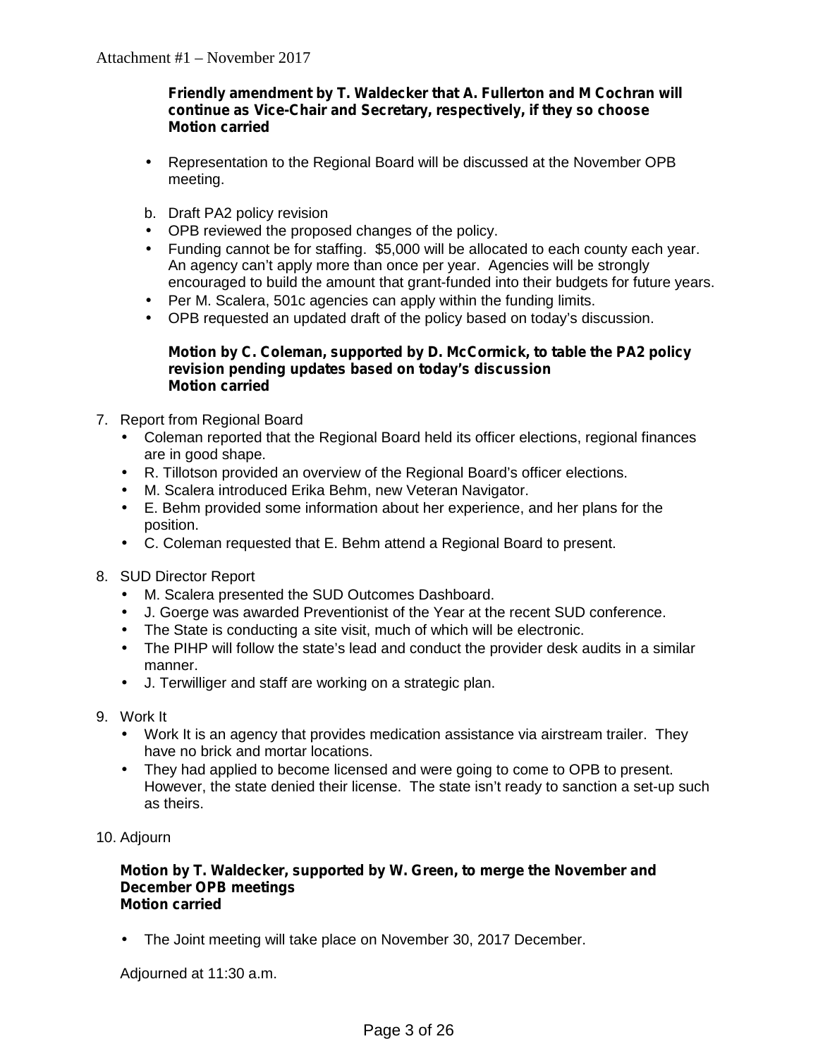**Friendly amendment by T. Waldecker that A. Fullerton and M Cochran will continue as Vice-Chair and Secretary, respectively, if they so choose**
**Motion carried**

- Representation to the Regional Board will be discussed at the November OPB meeting.

b. Draft PA2 policy revision

- OPB reviewed the proposed changes of the policy.
- Funding cannot be for staffing. $5,000 will be allocated to each county each year. An agency can't apply more than once per year. Agencies will be strongly encouraged to build the amount that grant-funded into their budgets for future years.
- Per M. Scalera, 501c agencies can apply within the funding limits.
- OPB requested an updated draft of the policy based on today's discussion.

**Motion by C. Coleman, supported by D. McCormick, to table the PA2 policy revision pending updates based on today's discussion**
**Motion carried**

7. Report from Regional Board
   - Coleman reported that the Regional Board held its officer elections, regional finances are in good shape.
   - R. Tillotson provided an overview of the Regional Board's officer elections.
   - M. Scalera introduced Erika Behm, new Veteran Navigator.
   - E. Behm provided some information about her experience, and her plans for the position.
   - C. Coleman requested that E. Behm attend a Regional Board to present.

8. SUD Director Report
   - M. Scalera presented the SUD Outcomes Dashboard.
   - J. Goerge was awarded Preventionist of the Year at the recent SUD conference.
   - The State is conducting a site visit, much of which will be electronic.
   - The PIHP will follow the state's lead and conduct the provider desk audits in a similar manner.
   - J. Terwilliger and staff are working on a strategic plan.

9. Work It
   - Work It is an agency that provides medication assistance via airstream trailer. They have no brick and mortar locations.
   - They had applied to become licensed and were going to come to OPB to present. However, the state denied their license. The state isn't ready to sanction a set-up such as theirs.

10. Adjourn

**Motion by T. Waldecker, supported by W. Green, to merge the November and December OPB meetings**
**Motion carried**

- The Joint meeting will take place on November 30, 2017 December.

Adjourned at 11:30 a.m.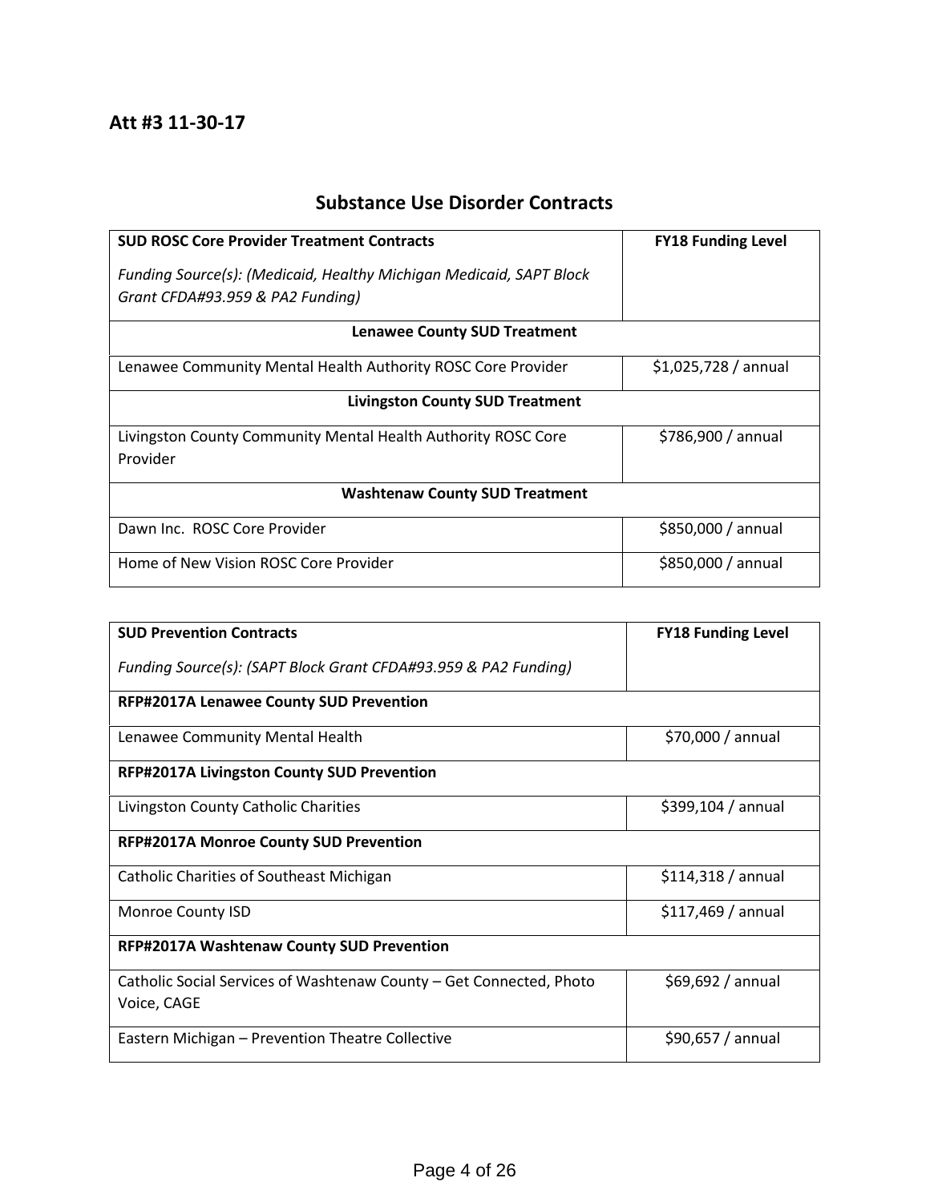**Att #3 11-30-17**

## Substance Use Disorder Contracts

| **SUD ROSC Core Provider Treatment Contracts**<br><br>*Funding Source(s): (Medicaid, Healthy Michigan Medicaid, SAPT Block Grant CFDA#93.959 & PA2 Funding)* | **FY18 Funding Level** |
|---|---|
| **Lenawee County SUD Treatment** | |
| Lenawee Community Mental Health Authority ROSC Core Provider | $1,025,728 / annual |
| **Livingston County SUD Treatment** | |
| Livingston County Community Mental Health Authority ROSC Core Provider | $786,900 / annual |
| **Washtenaw County SUD Treatment** | |
| Dawn Inc. ROSC Core Provider | $850,000 / annual |
| Home of New Vision ROSC Core Provider | $850,000 / annual |

| **SUD Prevention Contracts**<br><br>*Funding Source(s): (SAPT Block Grant CFDA#93.959 & PA2 Funding)* | **FY18 Funding Level** |
|---|---|
| **RFP#2017A Lenawee County SUD Prevention** | |
| Lenawee Community Mental Health | $70,000 / annual |
| **RFP#2017A Livingston County SUD Prevention** | |
| Livingston County Catholic Charities | $399,104 / annual |
| **RFP#2017A Monroe County SUD Prevention** | |
| Catholic Charities of Southeast Michigan | $114,318 / annual |
| Monroe County ISD | $117,469 / annual |
| **RFP#2017A Washtenaw County SUD Prevention** | |
| Catholic Social Services of Washtenaw County – Get Connected, Photo Voice, CAGE | $69,692 / annual |
| Eastern Michigan – Prevention Theatre Collective | $90,657 / annual |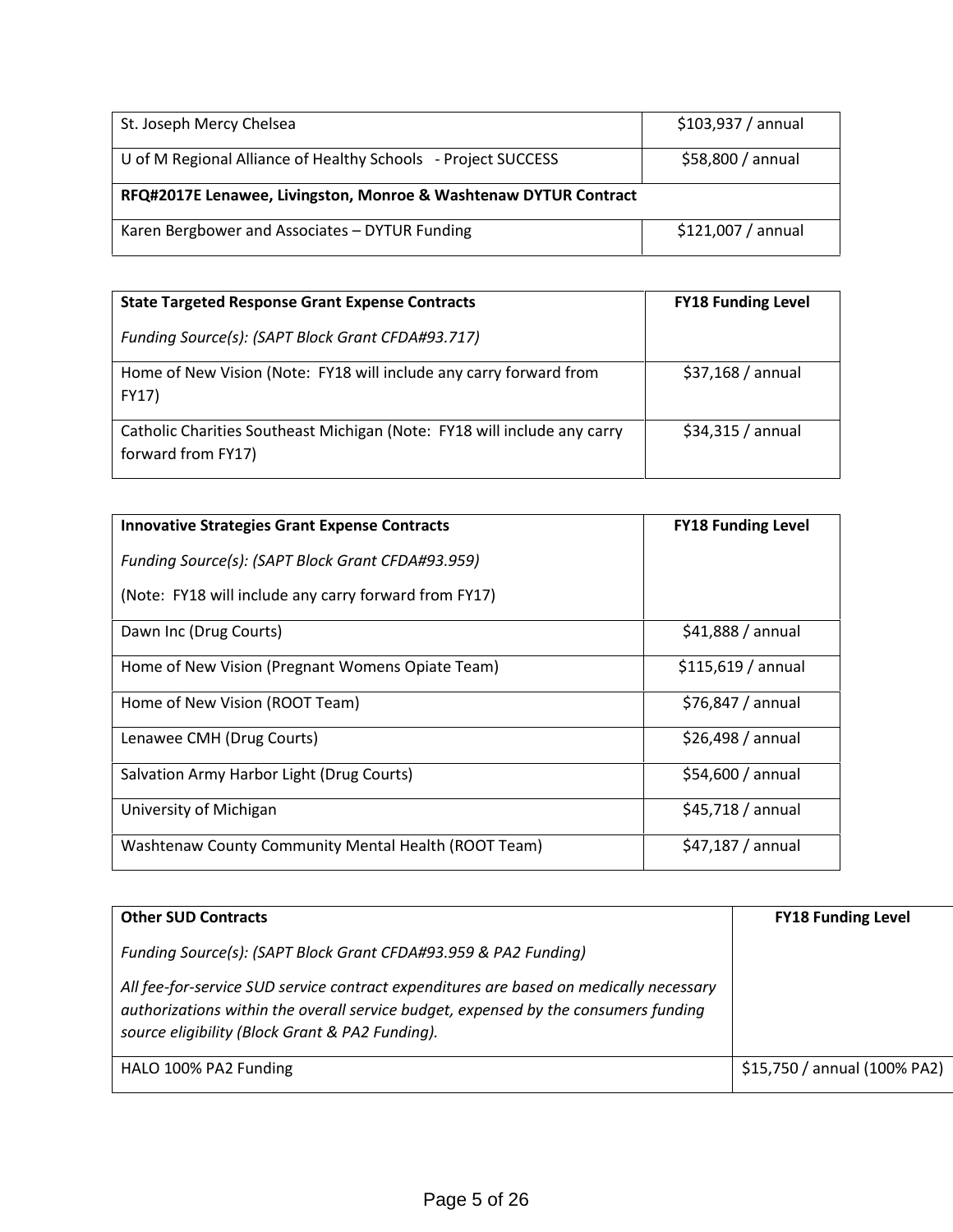| St. Joseph Mercy Chelsea | $103,937 / annual |
|---|---|
| U of M Regional Alliance of Healthy Schools - Project SUCCESS | $58,800 / annual |
| **RFQ#2017E Lenawee, Livingston, Monroe & Washtenaw DYTUR Contract** | |
| Karen Bergbower and Associates – DYTUR Funding | $121,007 / annual |

| **State Targeted Response Grant Expense Contracts**<br><br>*Funding Source(s): (SAPT Block Grant CFDA#93.717)* | **FY18 Funding Level** |
|---|---|
| Home of New Vision (Note: FY18 will include any carry forward from FY17) | $37,168 / annual |
| Catholic Charities Southeast Michigan (Note: FY18 will include any carry forward from FY17) | $34,315 / annual |

| **Innovative Strategies Grant Expense Contracts**<br><br>*Funding Source(s): (SAPT Block Grant CFDA#93.959)*<br><br>(Note: FY18 will include any carry forward from FY17) | **FY18 Funding Level** |
|---|---|
| Dawn Inc (Drug Courts) | $41,888 / annual |
| Home of New Vision (Pregnant Womens Opiate Team) | $115,619 / annual |
| Home of New Vision (ROOT Team) | $76,847 / annual |
| Lenawee CMH (Drug Courts) | $26,498 / annual |
| Salvation Army Harbor Light (Drug Courts) | $54,600 / annual |
| University of Michigan | $45,718 / annual |
| Washtenaw County Community Mental Health (ROOT Team) | $47,187 / annual |

| **Other SUD Contracts**<br><br>*Funding Source(s): (SAPT Block Grant CFDA#93.959 & PA2 Funding)*<br><br>*All fee-for-service SUD service contract expenditures are based on medically necessary authorizations within the overall service budget, expensed by the consumers funding source eligibility (Block Grant & PA2 Funding).* | **FY18 Funding Level** |
|---|---|
| HALO 100% PA2 Funding | $15,750 / annual (100% PA2) |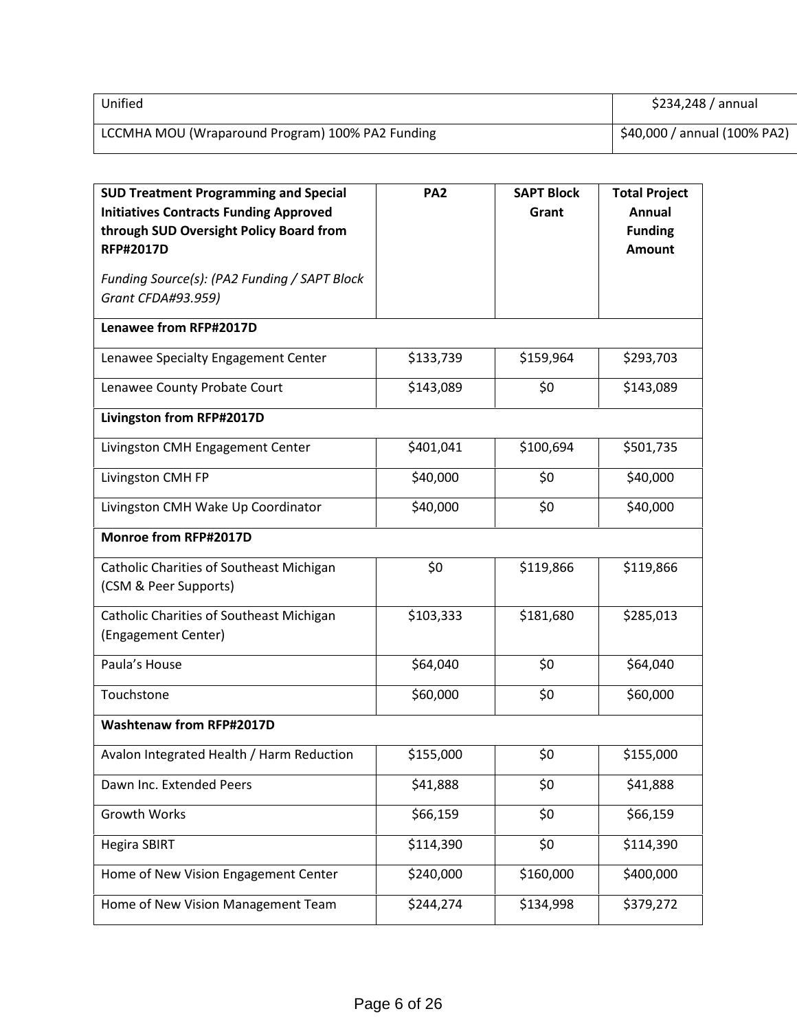| Unified | $234,248 / annual |
|---|---|
| LCCMHA MOU (Wraparound Program) 100% PA2 Funding | $40,000 / annual (100% PA2) |

| **SUD Treatment Programming and Special Initiatives Contracts Funding Approved through SUD Oversight Policy Board from RFP#2017D**<br><br>*Funding Source(s): (PA2 Funding / SAPT Block Grant CFDA#93.959)* | **PA2** | **SAPT Block Grant** | **Total Project Annual Funding Amount** |
|---|---|---|---|
| **Lenawee from RFP#2017D** | | | |
| Lenawee Specialty Engagement Center | $133,739 | $159,964 | $293,703 |
| Lenawee County Probate Court | $143,089 | $0 | $143,089 |
| **Livingston from RFP#2017D** | | | |
| Livingston CMH Engagement Center | $401,041 | $100,694 | $501,735 |
| Livingston CMH FP | $40,000 | $0 | $40,000 |
| Livingston CMH Wake Up Coordinator | $40,000 | $0 | $40,000 |
| **Monroe from RFP#2017D** | | | |
| Catholic Charities of Southeast Michigan (CSM & Peer Supports) | $0 | $119,866 | $119,866 |
| Catholic Charities of Southeast Michigan (Engagement Center) | $103,333 | $181,680 | $285,013 |
| Paula's House | $64,040 | $0 | $64,040 |
| Touchstone | $60,000 | $0 | $60,000 |
| **Washtenaw from RFP#2017D** | | | |
| Avalon Integrated Health / Harm Reduction | $155,000 | $0 | $155,000 |
| Dawn Inc. Extended Peers | $41,888 | $0 | $41,888 |
| Growth Works | $66,159 | $0 | $66,159 |
| Hegira SBIRT | $114,390 | $0 | $114,390 |
| Home of New Vision Engagement Center | $240,000 | $160,000 | $400,000 |
| Home of New Vision Management Team | $244,274 | $134,998 | $379,272 |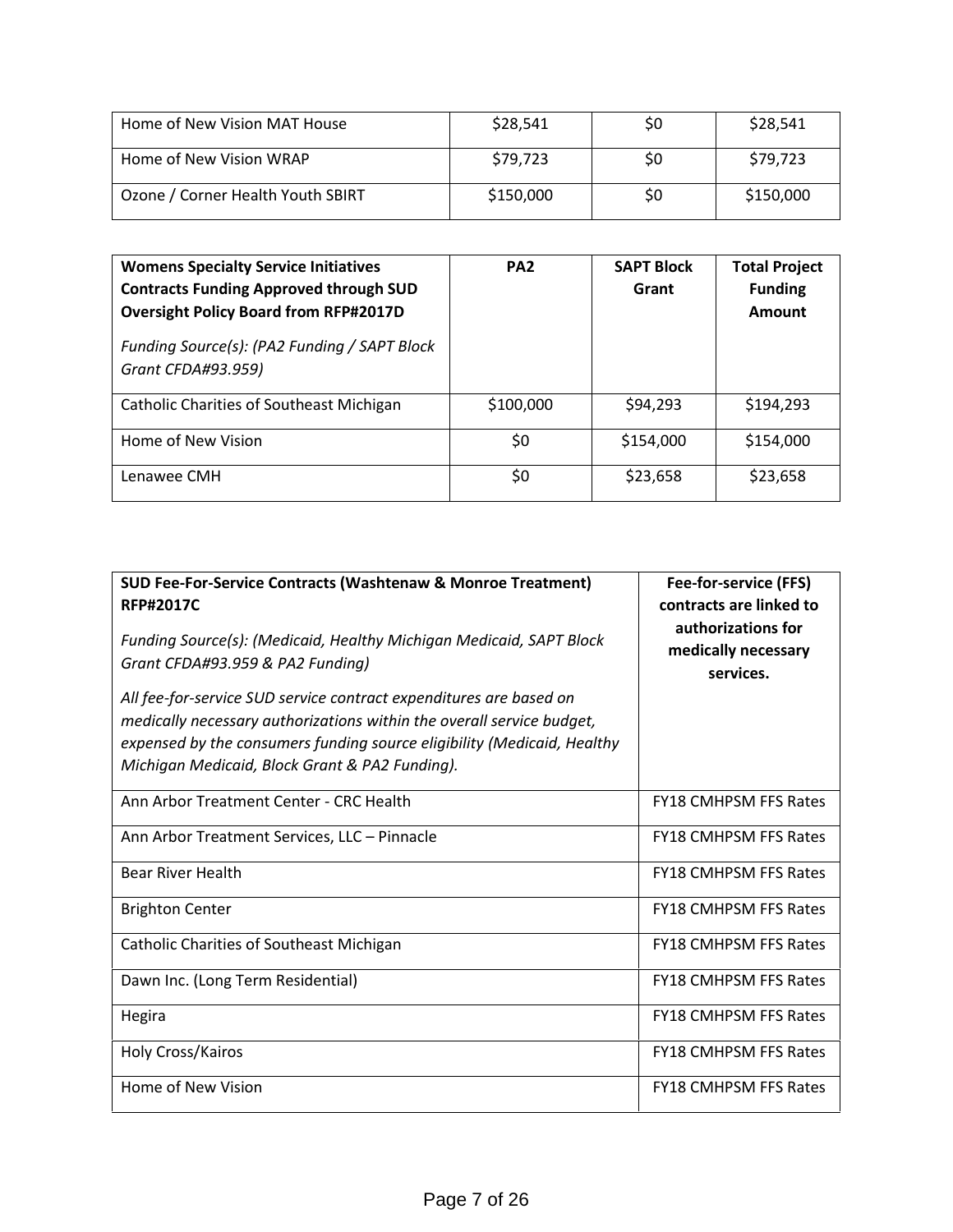| Home of New Vision MAT House | $28,541 | $0 | $28,541 |
|---|---|---|---|
| Home of New Vision WRAP | $79,723 | $0 | $79,723 |
| Ozone / Corner Health Youth SBIRT | $150,000 | $0 | $150,000 |

| **Womens Specialty Service Initiatives Contracts Funding Approved through SUD Oversight Policy Board from RFP#2017D**<br>*Funding Source(s): (PA2 Funding / SAPT Block Grant CFDA#93.959)* | **PA2** | **SAPT Block Grant** | **Total Project Funding Amount** |
|---|---|---|---|
| Catholic Charities of Southeast Michigan | $100,000 | $94,293 | $194,293 |
| Home of New Vision | $0 | $154,000 | $154,000 |
| Lenawee CMH | $0 | $23,658 | $23,658 |

| **SUD Fee-For-Service Contracts (Washtenaw & Monroe Treatment) RFP#2017C**<br>*Funding Source(s): (Medicaid, Healthy Michigan Medicaid, SAPT Block Grant CFDA#93.959 & PA2 Funding)*<br>*All fee-for-service SUD service contract expenditures are based on medically necessary authorizations within the overall service budget, expensed by the consumers funding source eligibility (Medicaid, Healthy Michigan Medicaid, Block Grant & PA2 Funding).* | **Fee-for-service (FFS) contracts are linked to authorizations for medically necessary services.** |
|---|---|
| Ann Arbor Treatment Center - CRC Health | FY18 CMHPSM FFS Rates |
| Ann Arbor Treatment Services, LLC – Pinnacle | FY18 CMHPSM FFS Rates |
| Bear River Health | FY18 CMHPSM FFS Rates |
| Brighton Center | FY18 CMHPSM FFS Rates |
| Catholic Charities of Southeast Michigan | FY18 CMHPSM FFS Rates |
| Dawn Inc. (Long Term Residential) | FY18 CMHPSM FFS Rates |
| Hegira | FY18 CMHPSM FFS Rates |
| Holy Cross/Kairos | FY18 CMHPSM FFS Rates |
| Home of New Vision | FY18 CMHPSM FFS Rates |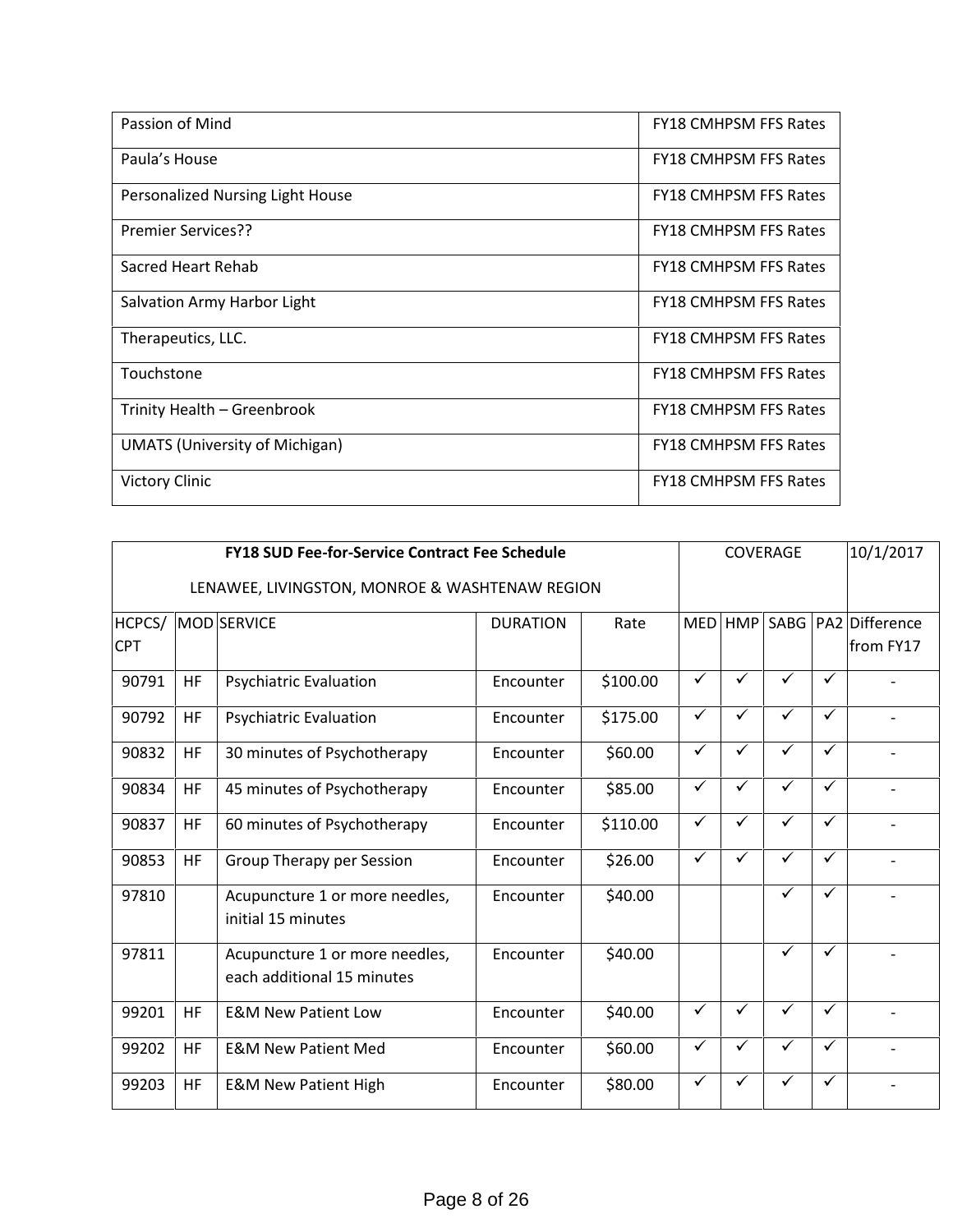| Passion of Mind | FY18 CMHPSM FFS Rates |
|---|---|
| Paula's House | FY18 CMHPSM FFS Rates |
| Personalized Nursing Light House | FY18 CMHPSM FFS Rates |
| Premier Services?? | FY18 CMHPSM FFS Rates |
| Sacred Heart Rehab | FY18 CMHPSM FFS Rates |
| Salvation Army Harbor Light | FY18 CMHPSM FFS Rates |
| Therapeutics, LLC. | FY18 CMHPSM FFS Rates |
| Touchstone | FY18 CMHPSM FFS Rates |
| Trinity Health – Greenbrook | FY18 CMHPSM FFS Rates |
| UMATS (University of Michigan) | FY18 CMHPSM FFS Rates |
| Victory Clinic | FY18 CMHPSM FFS Rates |

| **FY18 SUD Fee-for-Service Contract Fee Schedule** LENAWEE, LIVINGSTON, MONROE & WASHTENAW REGION | | | | | COVERAGE | | | | 10/1/2017 |
|---|---|---|---|---|---|---|---|---|---|
| HCPCS/ CPT | MOD | SERVICE | DURATION | Rate | MED | HMP | SABG | PA2 | Difference from FY17 |
| 90791 | HF | Psychiatric Evaluation | Encounter | $100.00 | ✓ | ✓ | ✓ | ✓ | - |
| 90792 | HF | Psychiatric Evaluation | Encounter | $175.00 | ✓ | ✓ | ✓ | ✓ | - |
| 90832 | HF | 30 minutes of Psychotherapy | Encounter | $60.00 | ✓ | ✓ | ✓ | ✓ | - |
| 90834 | HF | 45 minutes of Psychotherapy | Encounter | $85.00 | ✓ | ✓ | ✓ | ✓ | - |
| 90837 | HF | 60 minutes of Psychotherapy | Encounter | $110.00 | ✓ | ✓ | ✓ | ✓ | - |
| 90853 | HF | Group Therapy per Session | Encounter | $26.00 | ✓ | ✓ | ✓ | ✓ | - |
| 97810 | | Acupuncture 1 or more needles, initial 15 minutes | Encounter | $40.00 | | | ✓ | ✓ | - |
| 97811 | | Acupuncture 1 or more needles, each additional 15 minutes | Encounter | $40.00 | | | ✓ | ✓ | - |
| 99201 | HF | E&M New Patient Low | Encounter | $40.00 | ✓ | ✓ | ✓ | ✓ | - |
| 99202 | HF | E&M New Patient Med | Encounter | $60.00 | ✓ | ✓ | ✓ | ✓ | - |
| 99203 | HF | E&M New Patient High | Encounter | $80.00 | ✓ | ✓ | ✓ | ✓ | - |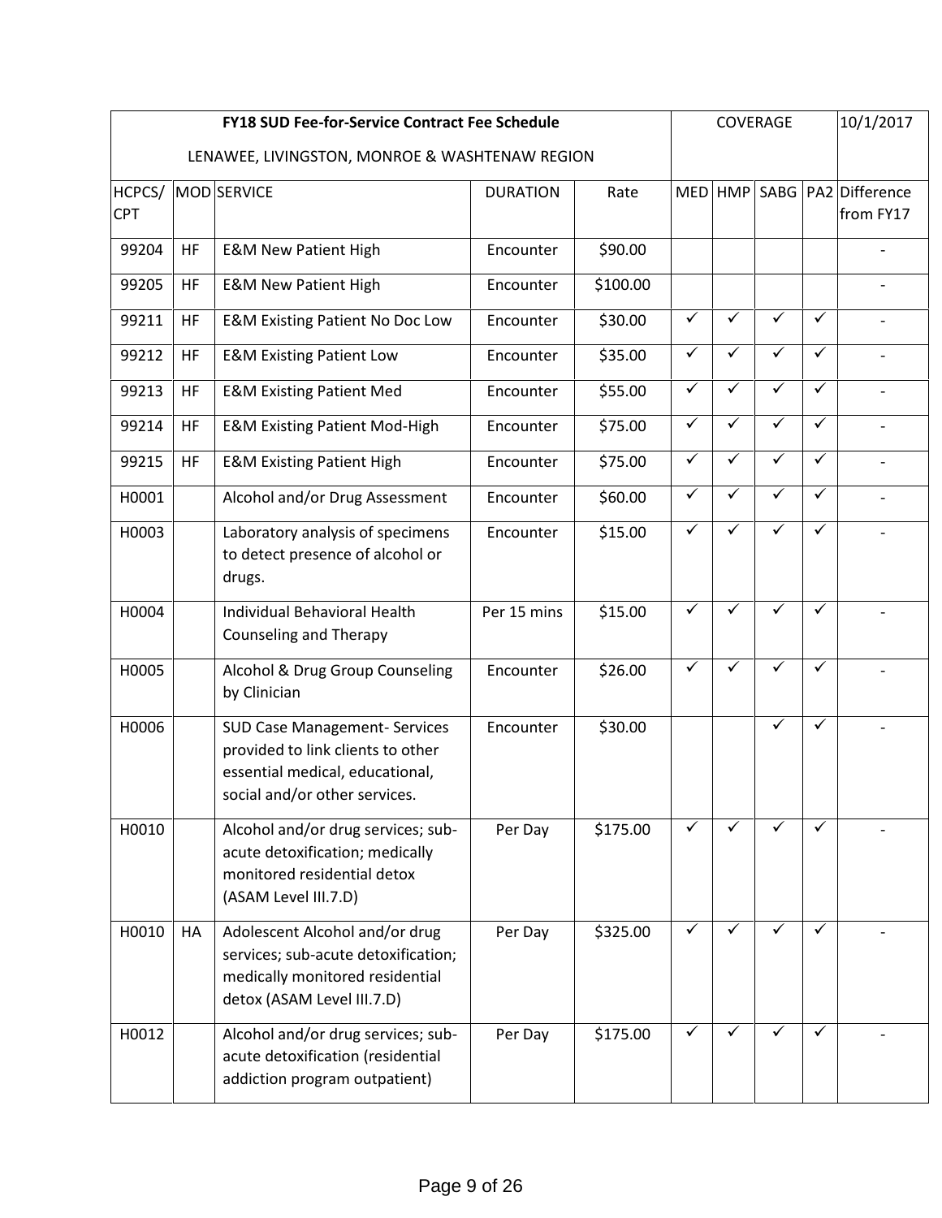| FY18 SUD Fee-for-Service Contract Fee Schedule<br>LENAWEE, LIVINGSTON, MONROE & WASHTENAW REGION | | | | | COVERAGE | | | | 10/1/2017 |
|---|---|---|---|---|---|---|---|---|---|
| HCPCS/ CPT | MOD | SERVICE | DURATION | Rate | MED | HMP | SABG | PA2 | Difference from FY17 |
| 99204 | HF | E&M New Patient High | Encounter | $90.00 | | | | | - |
| 99205 | HF | E&M New Patient High | Encounter | $100.00 | | | | | - |
| 99211 | HF | E&M Existing Patient No Doc Low | Encounter | $30.00 | ✓ | ✓ | ✓ | ✓ | - |
| 99212 | HF | E&M Existing Patient Low | Encounter | $35.00 | ✓ | ✓ | ✓ | ✓ | - |
| 99213 | HF | E&M Existing Patient Med | Encounter | $55.00 | ✓ | ✓ | ✓ | ✓ | - |
| 99214 | HF | E&M Existing Patient Mod-High | Encounter | $75.00 | ✓ | ✓ | ✓ | ✓ | - |
| 99215 | HF | E&M Existing Patient High | Encounter | $75.00 | ✓ | ✓ | ✓ | ✓ | - |
| H0001 | | Alcohol and/or Drug Assessment | Encounter | $60.00 | ✓ | ✓ | ✓ | ✓ | - |
| H0003 | | Laboratory analysis of specimens to detect presence of alcohol or drugs. | Encounter | $15.00 | ✓ | ✓ | ✓ | ✓ | - |
| H0004 | | Individual Behavioral Health Counseling and Therapy | Per 15 mins | $15.00 | ✓ | ✓ | ✓ | ✓ | - |
| H0005 | | Alcohol & Drug Group Counseling by Clinician | Encounter | $26.00 | ✓ | ✓ | ✓ | ✓ | - |
| H0006 | | SUD Case Management- Services provided to link clients to other essential medical, educational, social and/or other services. | Encounter | $30.00 | | | ✓ | ✓ | - |
| H0010 | | Alcohol and/or drug services; sub-acute detoxification; medically monitored residential detox (ASAM Level III.7.D) | Per Day | $175.00 | ✓ | ✓ | ✓ | ✓ | - |
| H0010 | HA | Adolescent Alcohol and/or drug services; sub-acute detoxification; medically monitored residential detox (ASAM Level III.7.D) | Per Day | $325.00 | ✓ | ✓ | ✓ | ✓ | - |
| H0012 | | Alcohol and/or drug services; sub-acute detoxification (residential addiction program outpatient) | Per Day | $175.00 | ✓ | ✓ | ✓ | ✓ | - |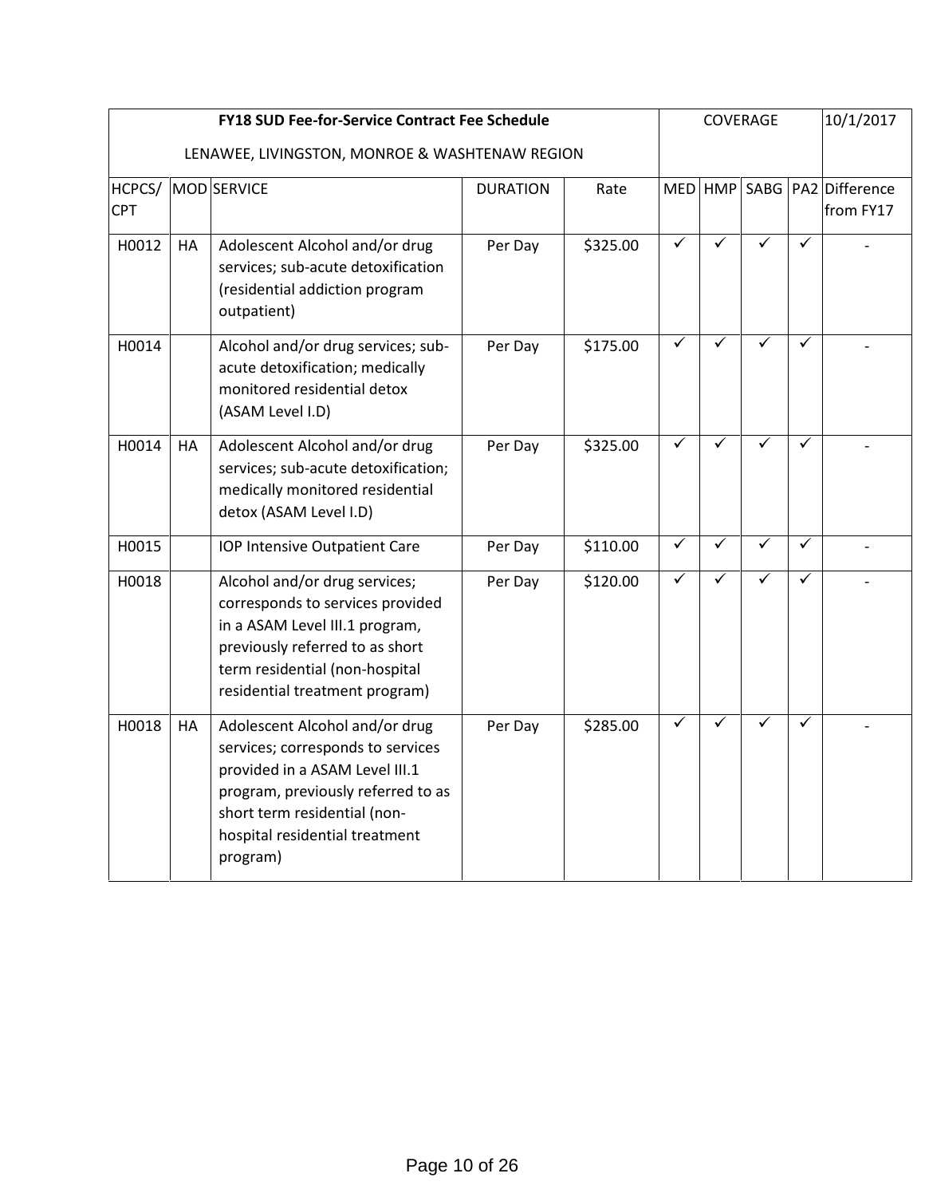| FY18 SUD Fee-for-Service Contract Fee Schedule<br>LENAWEE, LIVINGSTON, MONROE & WASHTENAW REGION | | | | | COVERAGE | | | | 10/1/2017 |
|---|---|---|---|---|---|---|---|---|---|
| HCPCS/ CPT | MOD | SERVICE | DURATION | Rate | MED | HMP | SABG | PA2 | Difference from FY17 |
| H0012 | HA | Adolescent Alcohol and/or drug services; sub-acute detoxification (residential addiction program outpatient) | Per Day | $325.00 | ✓ | ✓ | ✓ | ✓ | - |
| H0014 | | Alcohol and/or drug services; sub-acute detoxification; medically monitored residential detox (ASAM Level I.D) | Per Day | $175.00 | ✓ | ✓ | ✓ | ✓ | - |
| H0014 | HA | Adolescent Alcohol and/or drug services; sub-acute detoxification; medically monitored residential detox (ASAM Level I.D) | Per Day | $325.00 | ✓ | ✓ | ✓ | ✓ | - |
| H0015 | | IOP Intensive Outpatient Care | Per Day | $110.00 | ✓ | ✓ | ✓ | ✓ | - |
| H0018 | | Alcohol and/or drug services; corresponds to services provided in a ASAM Level III.1 program, previously referred to as short term residential (non-hospital residential treatment program) | Per Day | $120.00 | ✓ | ✓ | ✓ | ✓ | - |
| H0018 | HA | Adolescent Alcohol and/or drug services; corresponds to services provided in a ASAM Level III.1 program, previously referred to as short term residential (non-hospital residential treatment program) | Per Day | $285.00 | ✓ | ✓ | ✓ | ✓ | - |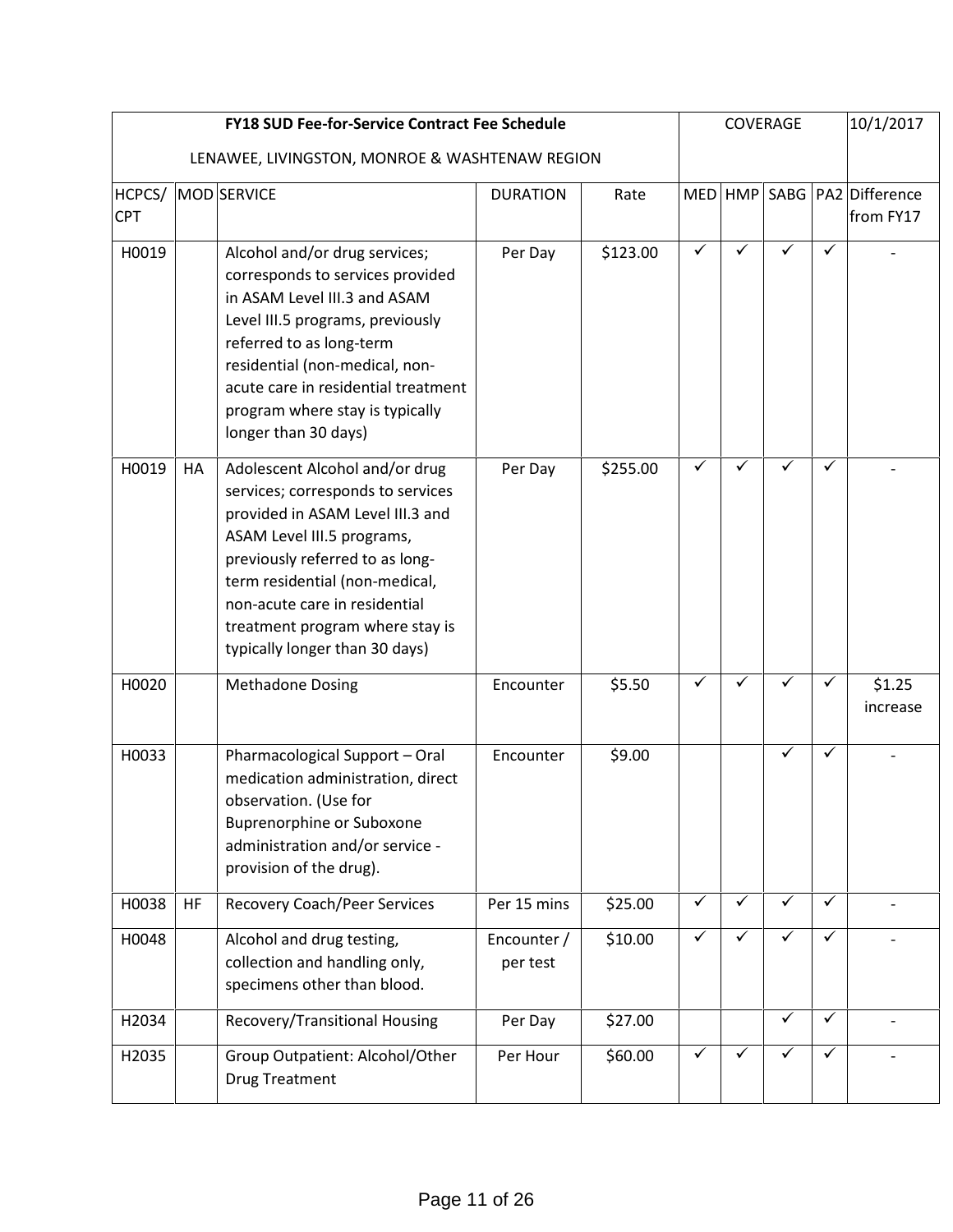| FY18 SUD Fee-for-Service Contract Fee Schedule<br>LENAWEE, LIVINGSTON, MONROE & WASHTENAW REGION | | | | | COVERAGE | | | | 10/1/2017 |
|---|---|---|---|---|---|---|---|---|---|
| HCPCS/ CPT | MOD | SERVICE | DURATION | Rate | MED | HMP | SABG | PA2 | Difference from FY17 |
| H0019 | | Alcohol and/or drug services; corresponds to services provided in ASAM Level III.3 and ASAM Level III.5 programs, previously referred to as long-term residential (non-medical, non-acute care in residential treatment program where stay is typically longer than 30 days) | Per Day | $123.00 | ✓ | ✓ | ✓ | ✓ | - |
| H0019 | HA | Adolescent Alcohol and/or drug services; corresponds to services provided in ASAM Level III.3 and ASAM Level III.5 programs, previously referred to as long-term residential (non-medical, non-acute care in residential treatment program where stay is typically longer than 30 days) | Per Day | $255.00 | ✓ | ✓ | ✓ | ✓ | - |
| H0020 | | Methadone Dosing | Encounter | $5.50 | ✓ | ✓ | ✓ | ✓ | $1.25 increase |
| H0033 | | Pharmacological Support – Oral medication administration, direct observation. (Use for Buprenorphine or Suboxone administration and/or service - provision of the drug). | Encounter | $9.00 | | | ✓ | ✓ | - |
| H0038 | HF | Recovery Coach/Peer Services | Per 15 mins | $25.00 | ✓ | ✓ | ✓ | ✓ | - |
| H0048 | | Alcohol and drug testing, collection and handling only, specimens other than blood. | Encounter / per test | $10.00 | ✓ | ✓ | ✓ | ✓ | - |
| H2034 | | Recovery/Transitional Housing | Per Day | $27.00 | | | ✓ | ✓ | - |
| H2035 | | Group Outpatient: Alcohol/Other Drug Treatment | Per Hour | $60.00 | ✓ | ✓ | ✓ | ✓ | - |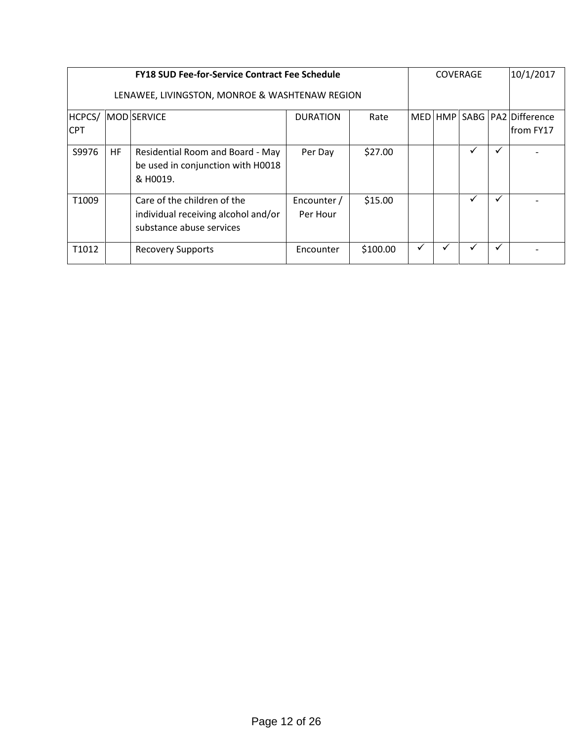| **FY18 SUD Fee-for-Service Contract Fee Schedule**<br>LENAWEE, LIVINGSTON, MONROE & WASHTENAW REGION | | | | | COVERAGE | | | | 10/1/2017 |
|---|---|---|---|---|---|---|---|---|---|
| HCPCS/ CPT | MOD | SERVICE | DURATION | Rate | MED | HMP | SABG | PA2 | Difference from FY17 |
| S9976 | HF | Residential Room and Board - May be used in conjunction with H0018 & H0019. | Per Day | $27.00 | | | ✓ | ✓ | - |
| T1009 | | Care of the children of the individual receiving alcohol and/or substance abuse services | Encounter / Per Hour | $15.00 | | | ✓ | ✓ | - |
| T1012 | | Recovery Supports | Encounter | $100.00 | ✓ | ✓ | ✓ | ✓ | - |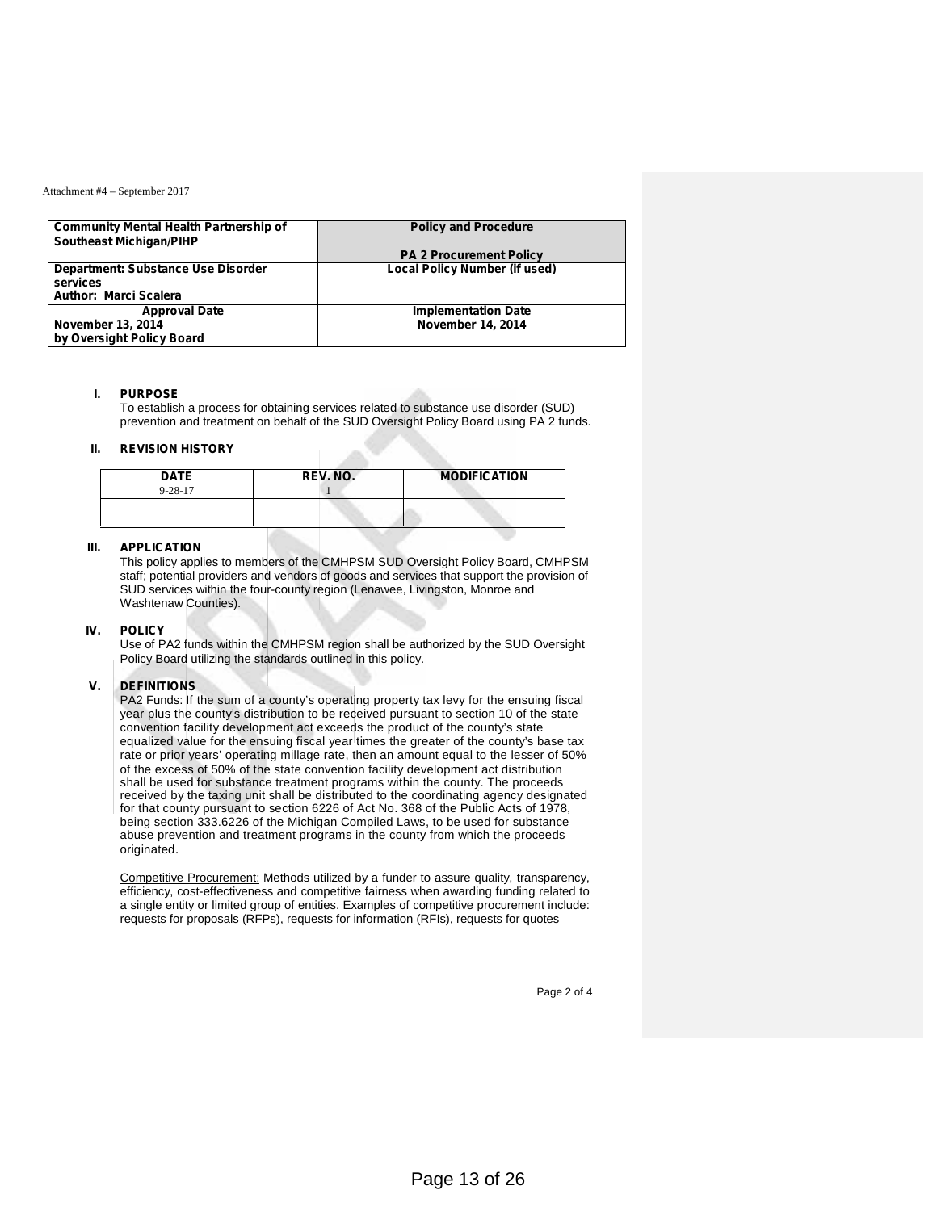Attachment #4 – September 2017

| Community Mental Health Partnership of Southeast Michigan/PIHP | Policy and Procedure<br><br>PA 2 Procurement Policy |
|---|---|
| Department: Substance Use Disorder services<br>Author: Marci Scalera | Local Policy Number (if used) |
| Approval Date<br>November 13, 2014<br>by Oversight Policy Board | Implementation Date<br>November 14, 2014 |

## I. PURPOSE

To establish a process for obtaining services related to substance use disorder (SUD) prevention and treatment on behalf of the SUD Oversight Policy Board using PA 2 funds.

## II. REVISION HISTORY

| DATE | REV. NO. | MODIFICATION |
|---|---|---|
| 9-28-17 | 1 | |
| | | |
| | | |

## III. APPLICATION

This policy applies to members of the CMHPSM SUD Oversight Policy Board, CMHPSM staff; potential providers and vendors of goods and services that support the provision of SUD services within the four-county region (Lenawee, Livingston, Monroe and Washtenaw Counties).

## IV. POLICY

Use of PA2 funds within the CMHPSM region shall be authorized by the SUD Oversight Policy Board utilizing the standards outlined in this policy.

## V. DEFINITIONS

PA2 Funds: If the sum of a county's operating property tax levy for the ensuing fiscal year plus the county's distribution to be received pursuant to section 10 of the state convention facility development act exceeds the product of the county's state equalized value for the ensuing fiscal year times the greater of the county's base tax rate or prior years' operating millage rate, then an amount equal to the lesser of 50% of the excess of 50% of the state convention facility development act distribution shall be used for substance treatment programs within the county. The proceeds received by the taxing unit shall be distributed to the coordinating agency designated for that county pursuant to section 6226 of Act No. 368 of the Public Acts of 1978, being section 333.6226 of the Michigan Compiled Laws, to be used for substance abuse prevention and treatment programs in the county from which the proceeds originated.

Competitive Procurement: Methods utilized by a funder to assure quality, transparency, efficiency, cost-effectiveness and competitive fairness when awarding funding related to a single entity or limited group of entities. Examples of competitive procurement include: requests for proposals (RFPs), requests for information (RFIs), requests for quotes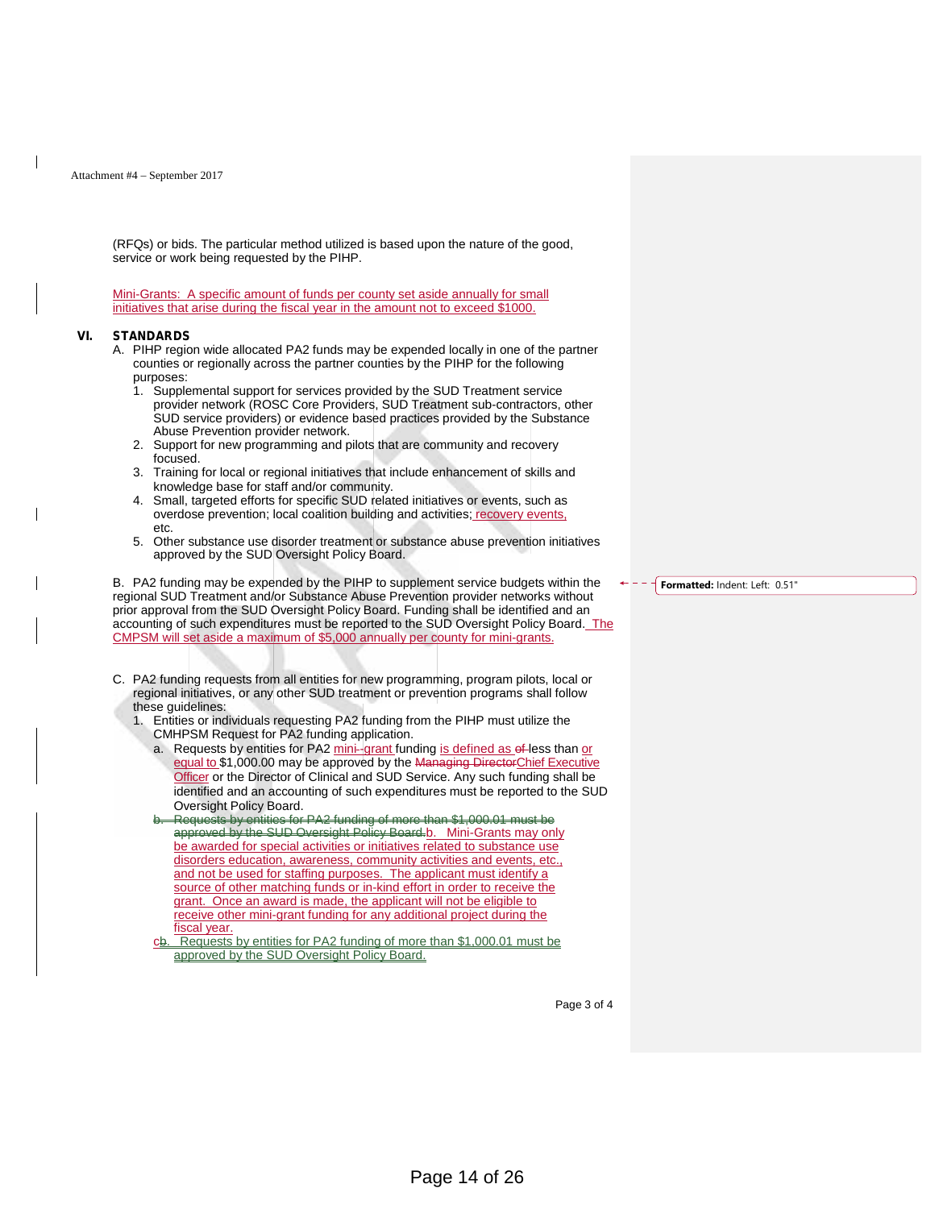(RFQs) or bids. The particular method utilized is based upon the nature of the good, service or work being requested by the PIHP.

Mini-Grants: A specific amount of funds per county set aside annually for small initiatives that arise during the fiscal year in the amount not to exceed $1000.

## VI. STANDARDS

A. PIHP region wide allocated PA2 funds may be expended locally in one of the partner counties or regionally across the partner counties by the PIHP for the following purposes:

1. Supplemental support for services provided by the SUD Treatment service provider network (ROSC Core Providers, SUD Treatment sub-contractors, other SUD service providers) or evidence based practices provided by the Substance Abuse Prevention provider network.
2. Support for new programming and pilots that are community and recovery focused.
3. Training for local or regional initiatives that include enhancement of skills and knowledge base for staff and/or community.
4. Small, targeted efforts for specific SUD related initiatives or events, such as overdose prevention; local coalition building and activities; recovery events, etc.
5. Other substance use disorder treatment or substance abuse prevention initiatives approved by the SUD Oversight Policy Board.

B. PA2 funding may be expended by the PIHP to supplement service budgets within the regional SUD Treatment and/or Substance Abuse Prevention provider networks without prior approval from the SUD Oversight Policy Board. Funding shall be identified and an accounting of such expenditures must be reported to the SUD Oversight Policy Board. The CMPSM will set aside a maximum of $5,000 annually per county for mini-grants.

C. PA2 funding requests from all entities for new programming, program pilots, local or regional initiatives, or any other SUD treatment or prevention programs shall follow these guidelines:

1. Entities or individuals requesting PA2 funding from the PIHP must utilize the CMHPSM Request for PA2 funding application.
   a. Requests by entities for PA2 mini-grant funding is defined as ~~of~~ less than or equal to $1,000.00 may be approved by the ~~Managing Director~~Chief Executive Officer or the Director of Clinical and SUD Service. Any such funding shall be identified and an accounting of such expenditures must be reported to the SUD Oversight Policy Board.
   ~~b. Requests by entities for PA2 funding of more than $1,000.01 must be approved by the SUD Oversight Policy Board.~~
   b. Mini-Grants may only be awarded for special activities or initiatives related to substance use disorders education, awareness, community activities and events, etc., and not be used for staffing purposes. The applicant must identify a source of other matching funds or in-kind effort in order to receive the grant. Once an award is made, the applicant will not be eligible to receive other mini-grant funding for any additional project during the fiscal year.
   c~~b~~. Requests by entities for PA2 funding of more than $1,000.01 must be approved by the SUD Oversight Policy Board.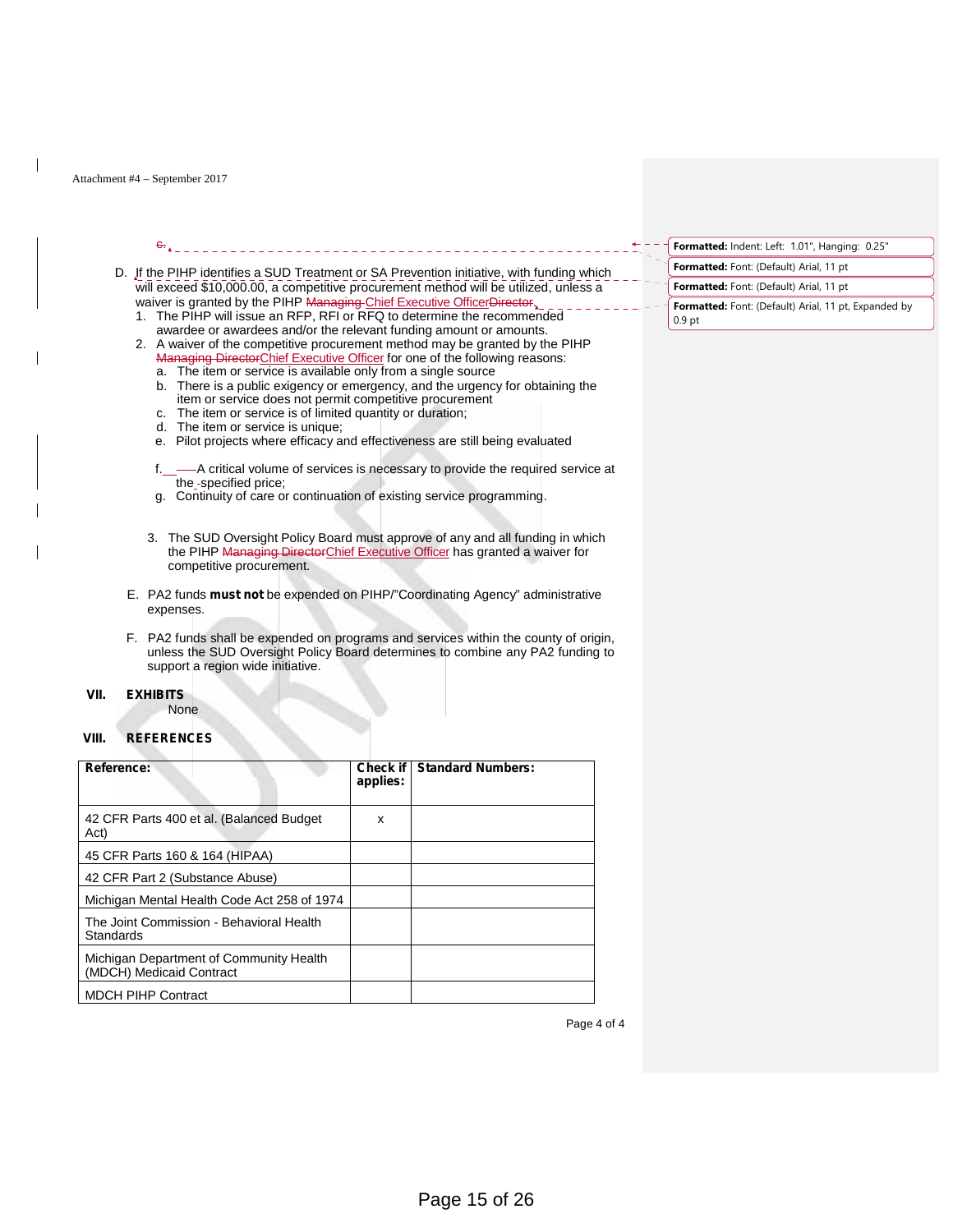Attachment #4 – September 2017

~~c.~~

D. If the PIHP identifies a SUD Treatment or SA Prevention initiative, with funding which will exceed $10,000.00, a competitive procurement method will be utilized, unless a waiver is granted by the PIHP ~~Managing~~ Chief Executive Officer~~Director~~.
   1. The PIHP will issue an RFP, RFI or RFQ to determine the recommended awardee or awardees and/or the relevant funding amount or amounts.
   2. A waiver of the competitive procurement method may be granted by the PIHP ~~Managing Director~~Chief Executive Officer for one of the following reasons:
      a. The item or service is available only from a single source
      b. There is a public exigency or emergency, and the urgency for obtaining the item or service does not permit competitive procurement
      c. The item or service is of limited quantity or duration;
      d. The item or service is unique;
      e. Pilot projects where efficacy and effectiveness are still being evaluated
      f. A critical volume of services is necessary to provide the required service at the specified price;
      g. Continuity of care or continuation of existing service programming.
   3. The SUD Oversight Policy Board must approve of any and all funding in which the PIHP ~~Managing Director~~Chief Executive Officer has granted a waiver for competitive procurement.

E. PA2 funds **must not** be expended on PIHP/"Coordinating Agency" administrative expenses.

F. PA2 funds shall be expended on programs and services within the county of origin, unless the SUD Oversight Policy Board determines to combine any PA2 funding to support a region wide initiative.

**VII. EXHIBITS**

None

**VIII. REFERENCES**

| Reference: | Check if applies: | Standard Numbers: |
|---|---|---|
| 42 CFR Parts 400 et al. (Balanced Budget Act) | x | |
| 45 CFR Parts 160 & 164 (HIPAA) | | |
| 42 CFR Part 2 (Substance Abuse) | | |
| Michigan Mental Health Code Act 258 of 1974 | | |
| The Joint Commission - Behavioral Health Standards | | |
| Michigan Department of Community Health (MDCH) Medicaid Contract | | |
| MDCH PIHP Contract | | |

Formatted: Indent: Left: 1.01", Hanging: 0.25"
Formatted: Font: (Default) Arial, 11 pt
Formatted: Font: (Default) Arial, 11 pt
Formatted: Font: (Default) Arial, 11 pt, Expanded by 0.9 pt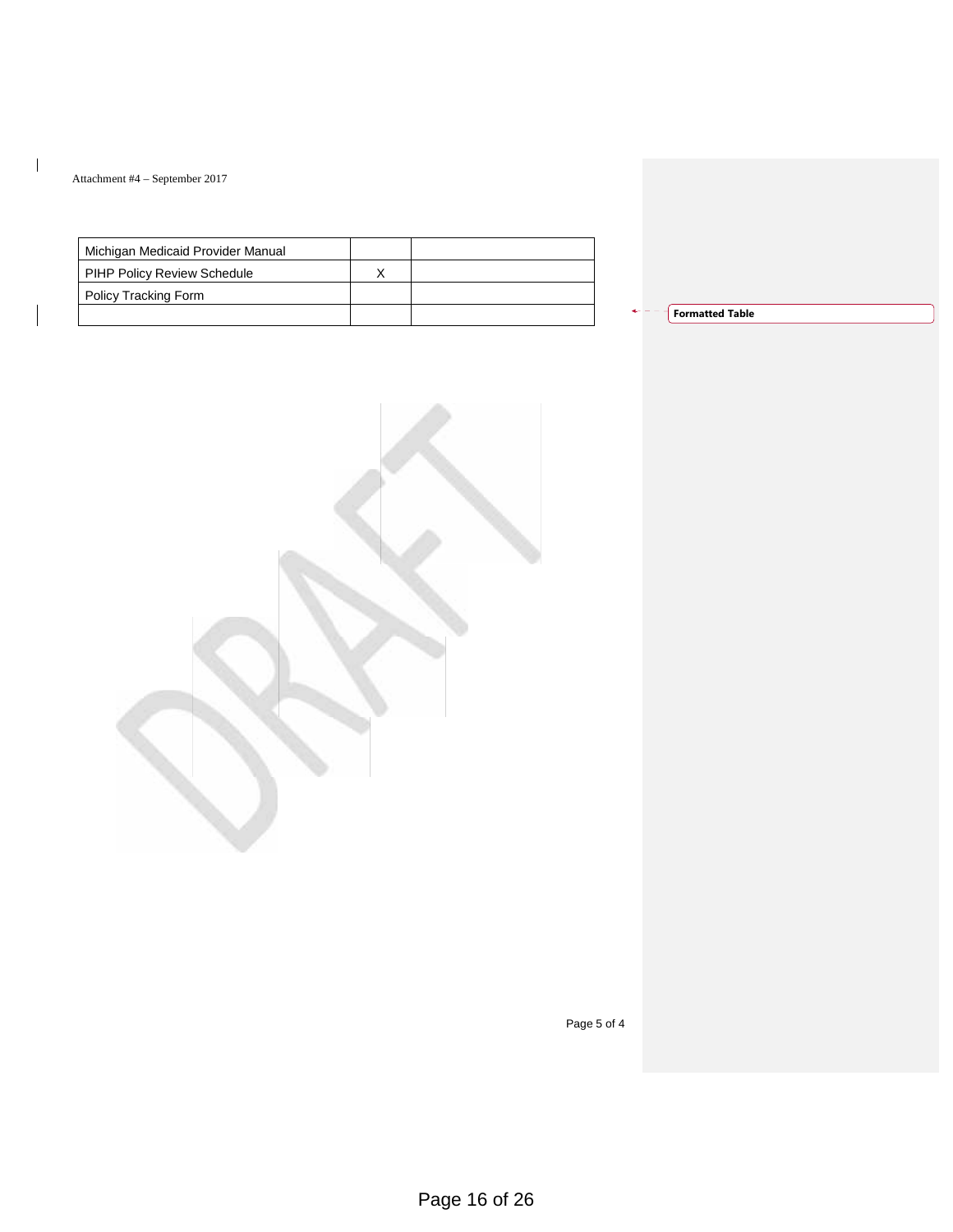Attachment #4 – September 2017

| | | |
|---|---|---|
| Michigan Medicaid Provider Manual | | |
| PIHP Policy Review Schedule | X | |
| Policy Tracking Form | | |
| | | |

Formatted Table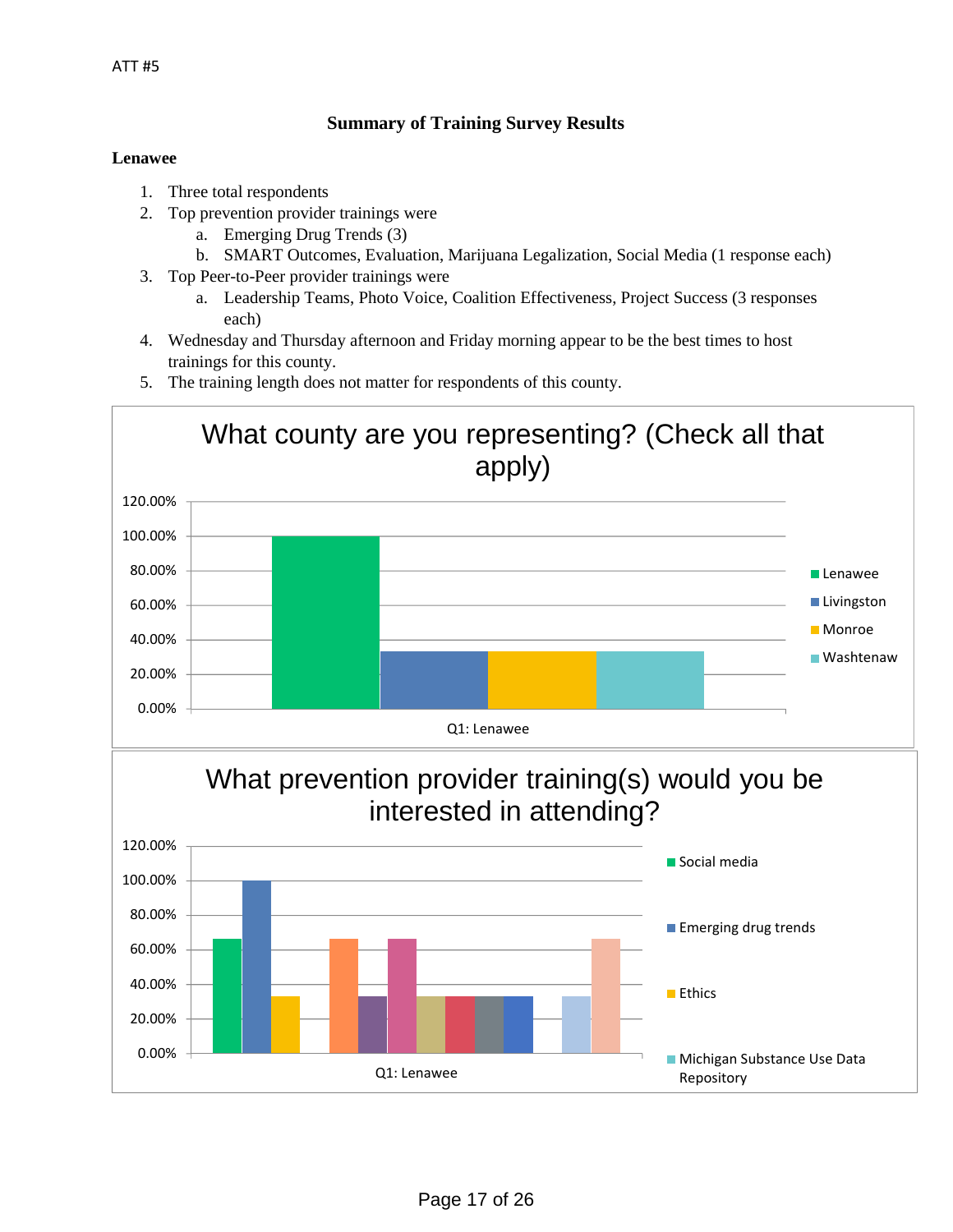ATT #5

## Summary of Training Survey Results

### Lenawee

1. Three total respondents
2. Top prevention provider trainings were
   a. Emerging Drug Trends (3)
   b. SMART Outcomes, Evaluation, Marijuana Legalization, Social Media (1 response each)
3. Top Peer-to-Peer provider trainings were
   a. Leadership Teams, Photo Voice, Coalition Effectiveness, Project Success (3 responses each)
4. Wednesday and Thursday afternoon and Friday morning appear to be the best times to host trainings for this county.
5. The training length does not matter for respondents of this county.

**What county are you representing? (Check all that apply)**

| Q1: Lenawee | Percent |
|---|---|
| Lenawee | 100.00% |
| Livingston | 33.33% |
| Monroe | 33.33% |
| Washtenaw | 33.33% |

**What prevention provider training(s) would you be interested in attending?**

Legend: Social media; Emerging drug trends; Ethics; Michigan Substance Use Data Repository

(Q1: Lenawee — bar values shown range from approximately 33% to 100%; Emerging drug trends at 100.00%, Social media at approximately 66.67%, Ethics at approximately 33.33%)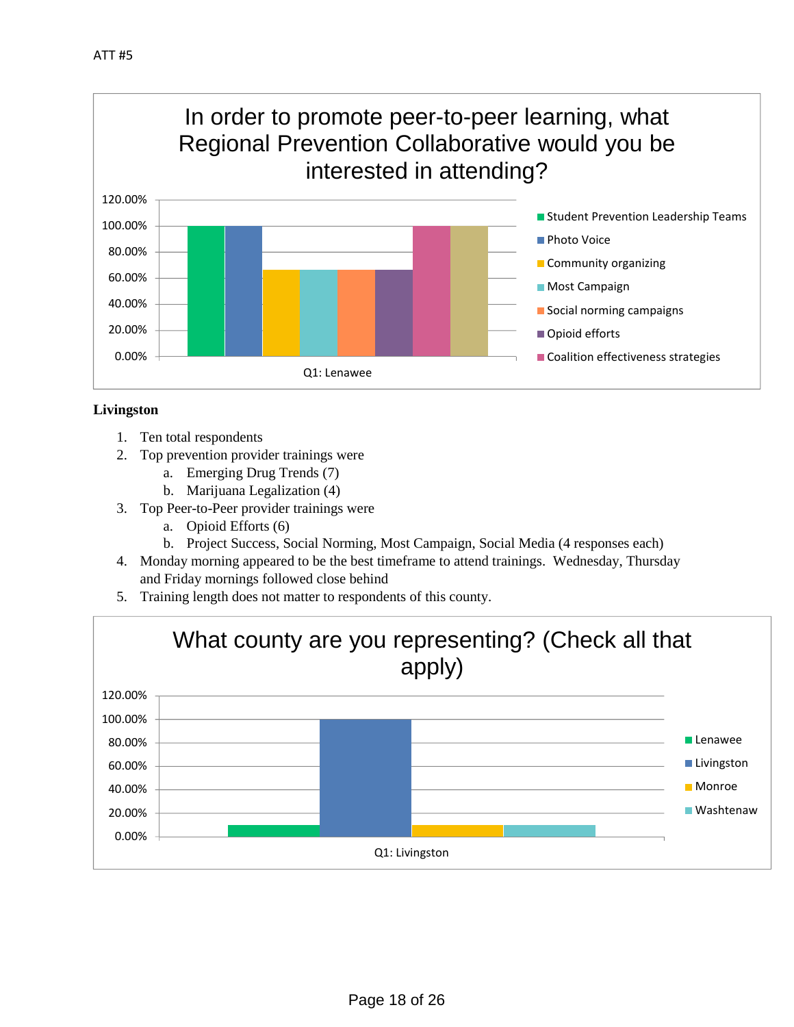ATT #5

**In order to promote peer-to-peer learning, what Regional Prevention Collaborative would you be interested in attending?**

| Q1: Lenawee | |
|---|---|
| Student Prevention Leadership Teams | 100.00% |
| Photo Voice | 100.00% |
| Community organizing | 66.67% |
| Most Campaign | 66.67% |
| Social norming campaigns | 66.67% |
| Opioid efforts | 66.67% |
| Coalition effectiveness strategies | 100.00% |
| (unlabeled) | 100.00% |

**Livingston**

1. Ten total respondents
2. Top prevention provider trainings were
   a. Emerging Drug Trends (7)
   b. Marijuana Legalization (4)
3. Top Peer-to-Peer provider trainings were
   a. Opioid Efforts (6)
   b. Project Success, Social Norming, Most Campaign, Social Media (4 responses each)
4. Monday morning appeared to be the best timeframe to attend trainings. Wednesday, Thursday and Friday mornings followed close behind
5. Training length does not matter to respondents of this county.

**What county are you representing? (Check all that apply)**

| Q1: Livingston | |
|---|---|
| Lenawee | 10.00% |
| Livingston | 100.00% |
| Monroe | 10.00% |
| Washtenaw | 10.00% |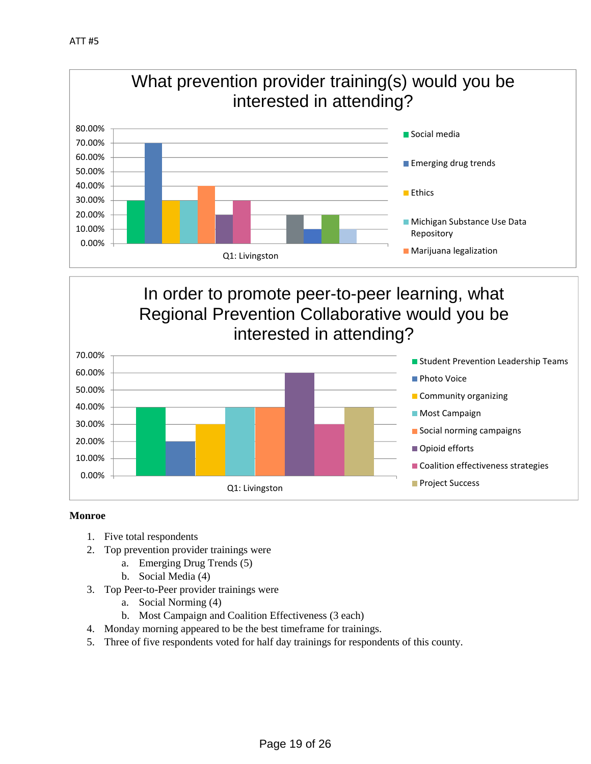ATT #5

**What prevention provider training(s) would you be interested in attending?**

Q1: Livingston

- Social media
- Emerging drug trends
- Ethics
- Michigan Substance Use Data Repository
- Marijuana legalization

**In order to promote peer-to-peer learning, what Regional Prevention Collaborative would you be interested in attending?**

Q1: Livingston

| Student Prevention Leadership Teams | Photo Voice | Community organizing | Most Campaign | Social norming campaigns | Opioid efforts | Coalition effectiveness strategies | Project Success |
|---|---|---|---|---|---|---|---|
| 40.00% | 20.00% | 30.00% | 40.00% | 40.00% | 60.00% | 30.00% | 40.00% |

**Monroe**

1. Five total respondents
2. Top prevention provider trainings were
   a. Emerging Drug Trends (5)
   b. Social Media (4)
3. Top Peer-to-Peer provider trainings were
   a. Social Norming (4)
   b. Most Campaign and Coalition Effectiveness (3 each)
4. Monday morning appeared to be the best timeframe for trainings.
5. Three of five respondents voted for half day trainings for respondents of this county.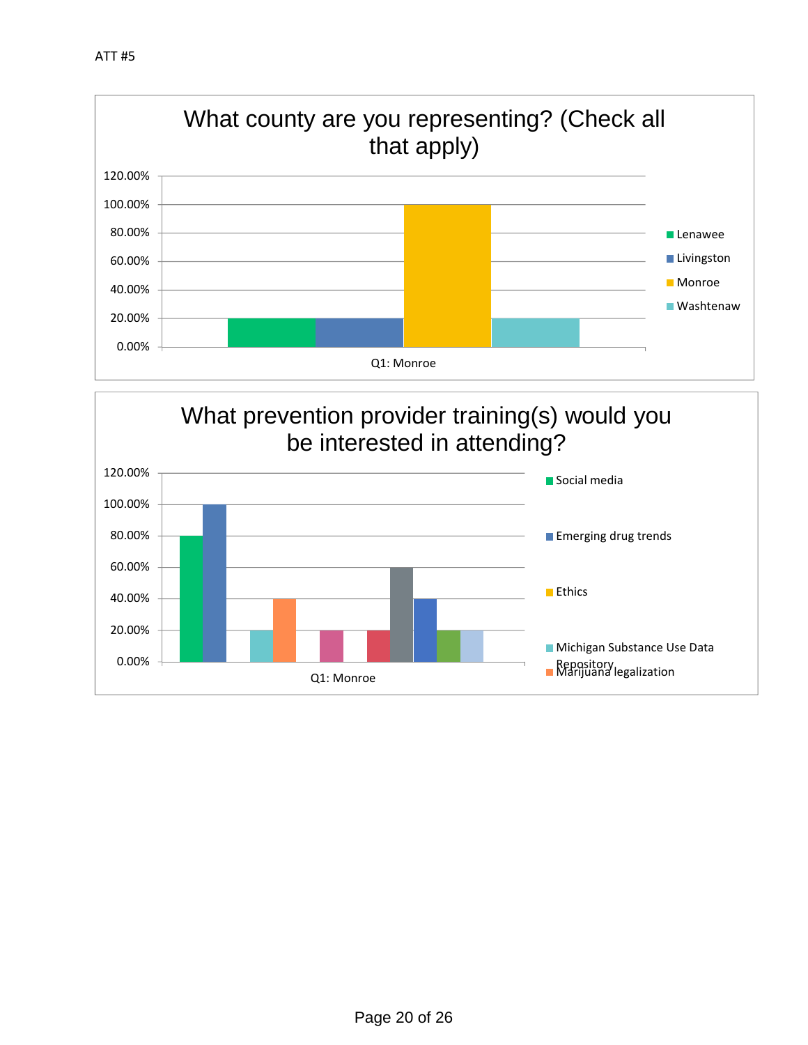ATT #5

## What county are you representing? (Check all that apply)

| Q1: Monroe | Percentage |
|---|---|
| Lenawee | 20.00% |
| Livingston | 20.00% |
| Monroe | 100.00% |
| Washtenaw | 20.00% |

## What prevention provider training(s) would you be interested in attending?

Q1: Monroe

Legend: Social media; Emerging drug trends; Ethics; Michigan Substance Use Data Repository; Marijuana legalization

| Training | Percentage |
|---|---|
| Social media | 80.00% |
| Emerging drug trends | 100.00% |
| Ethics | 0.00% |
| Michigan Substance Use Data Repository | 20.00% |
| Marijuana legalization | 40.00% |
| (unlabeled in legend) | 0.00% |
| (unlabeled in legend) | 20.00% |
| (unlabeled in legend) | 0.00% |
| (unlabeled in legend) | 20.00% |
| (unlabeled in legend) | 60.00% |
| (unlabeled in legend) | 40.00% |
| (unlabeled in legend) | 20.00% |
| (unlabeled in legend) | 20.00% |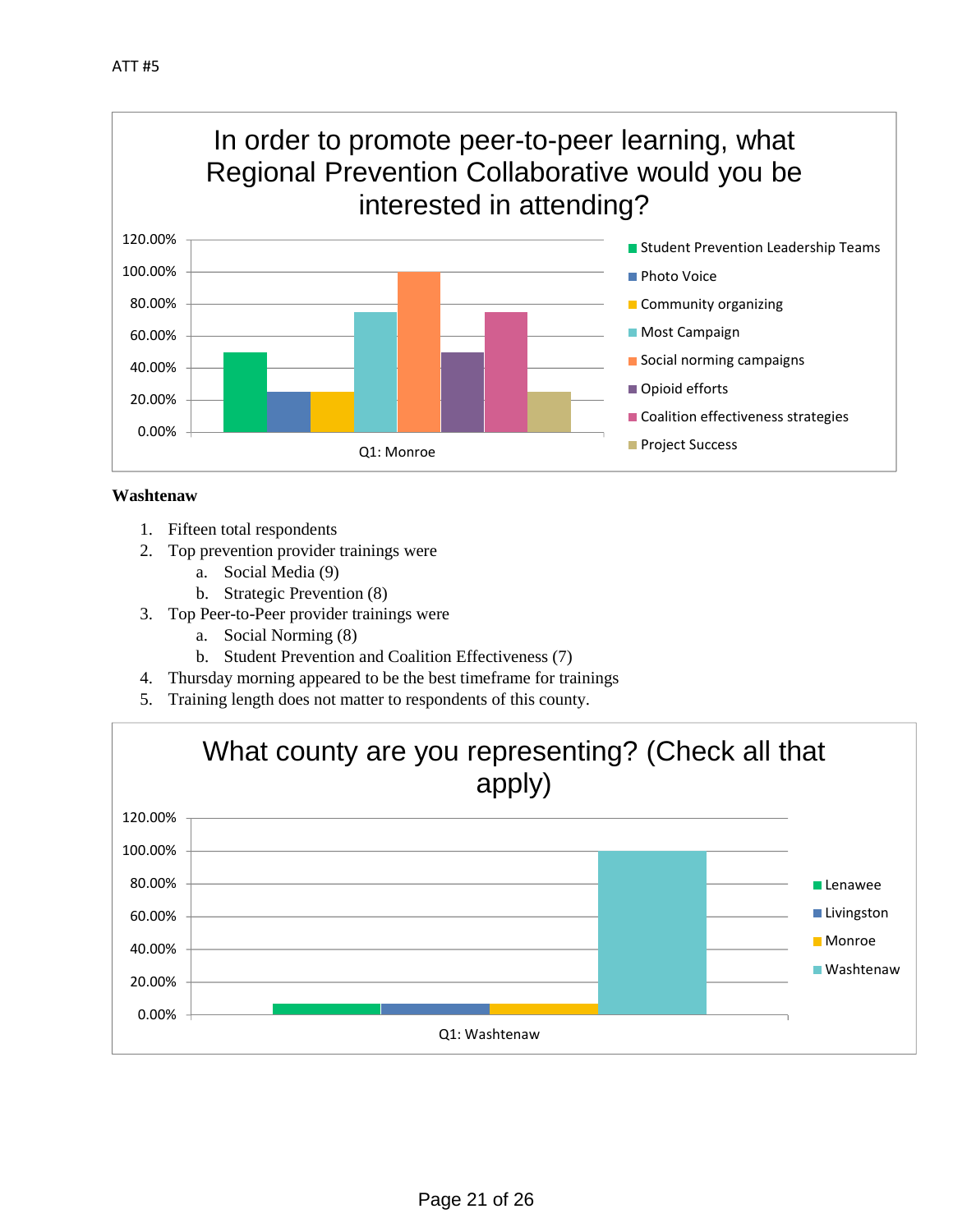ATT #5

**In order to promote peer-to-peer learning, what Regional Prevention Collaborative would you be interested in attending?**

| Q1: Monroe | |
|---|---|
| Student Prevention Leadership Teams | 50.00% |
| Photo Voice | 25.00% |
| Community organizing | 25.00% |
| Most Campaign | 75.00% |
| Social norming campaigns | 100.00% |
| Opioid efforts | 50.00% |
| Coalition effectiveness strategies | 75.00% |
| Project Success | 25.00% |

**Washtenaw**

1. Fifteen total respondents
2. Top prevention provider trainings were
   a. Social Media (9)
   b. Strategic Prevention (8)
3. Top Peer-to-Peer provider trainings were
   a. Social Norming (8)
   b. Student Prevention and Coalition Effectiveness (7)
4. Thursday morning appeared to be the best timeframe for trainings
5. Training length does not matter to respondents of this county.

**What county are you representing? (Check all that apply)**

| Q1: Washtenaw | |
|---|---|
| Lenawee | ~7% |
| Livingston | ~7% |
| Monroe | ~7% |
| Washtenaw | 100.00% |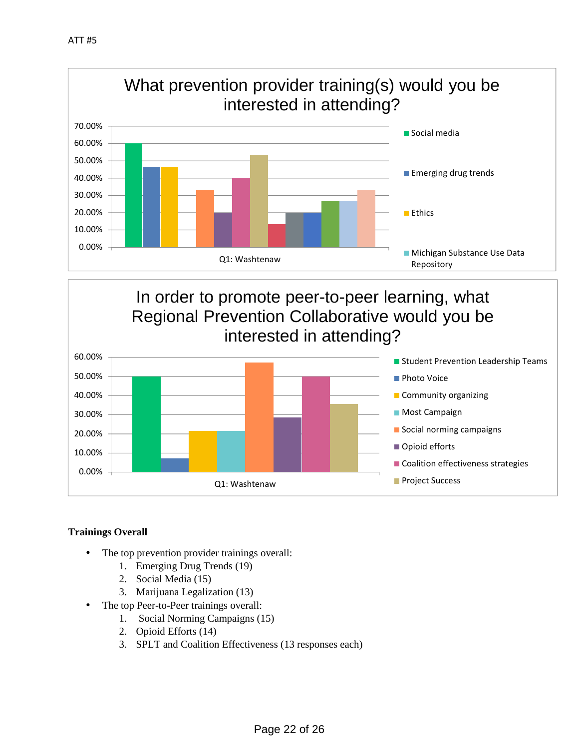ATT #5

## What prevention provider training(s) would you be interested in attending?

| Q1: Washtenaw | Value |
|---|---|
| Social media | 60.00% |
| Emerging drug trends | 46.67% |
| Ethics | 46.67% |
| Michigan Substance Use Data Repository | 0.00% |

## In order to promote peer-to-peer learning, what Regional Prevention Collaborative would you be interested in attending?

| Q1: Washtenaw | Value |
|---|---|
| Student Prevention Leadership Teams | 50.00% |
| Photo Voice | 7.14% |
| Community organizing | 21.43% |
| Most Campaign | 21.43% |
| Social norming campaigns | 57.14% |
| Opioid efforts | 28.57% |
| Coalition effectiveness strategies | 50.00% |
| Project Success | 35.71% |

**Trainings Overall**

- The top prevention provider trainings overall:
    1. Emerging Drug Trends (19)
    2. Social Media (15)
    3. Marijuana Legalization (13)
- The top Peer-to-Peer trainings overall:
    1. Social Norming Campaigns (15)
    2. Opioid Efforts (14)
    3. SPLT and Coalition Effectiveness (13 responses each)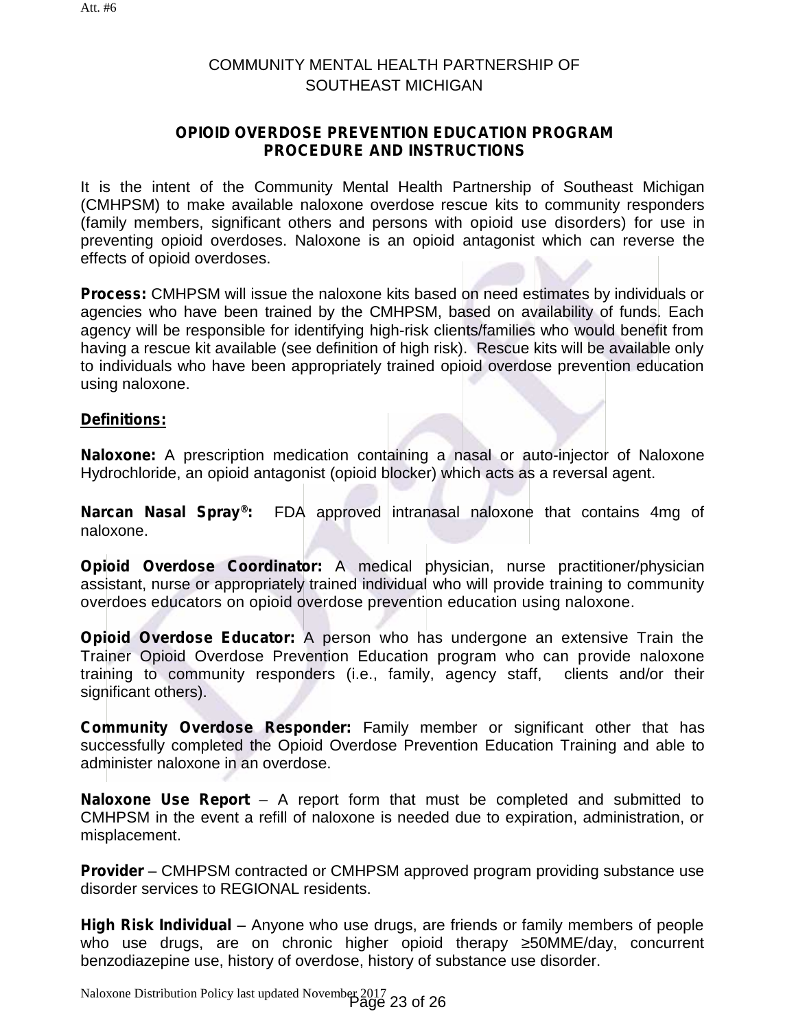Att. #6

COMMUNITY MENTAL HEALTH PARTNERSHIP OF SOUTHEAST MICHIGAN

## OPIOID OVERDOSE PREVENTION EDUCATION PROGRAM PROCEDURE AND INSTRUCTIONS

It is the intent of the Community Mental Health Partnership of Southeast Michigan (CMHPSM) to make available naloxone overdose rescue kits to community responders (family members, significant others and persons with opioid use disorders) for use in preventing opioid overdoses. Naloxone is an opioid antagonist which can reverse the effects of opioid overdoses.

**Process:** CMHPSM will issue the naloxone kits based on need estimates by individuals or agencies who have been trained by the CMHPSM, based on availability of funds. Each agency will be responsible for identifying high-risk clients/families who would benefit from having a rescue kit available (see definition of high risk). Rescue kits will be available only to individuals who have been appropriately trained opioid overdose prevention education using naloxone.

**Definitions:**

**Naloxone:** A prescription medication containing a nasal or auto-injector of Naloxone Hydrochloride, an opioid antagonist (opioid blocker) which acts as a reversal agent.

**Narcan Nasal Spray®:** FDA approved intranasal naloxone that contains 4mg of naloxone.

**Opioid Overdose Coordinator:** A medical physician, nurse practitioner/physician assistant, nurse or appropriately trained individual who will provide training to community overdoes educators on opioid overdose prevention education using naloxone.

**Opioid Overdose Educator:** A person who has undergone an extensive Train the Trainer Opioid Overdose Prevention Education program who can provide naloxone training to community responders (i.e., family, agency staff, clients and/or their significant others).

**Community Overdose Responder:** Family member or significant other that has successfully completed the Opioid Overdose Prevention Education Training and able to administer naloxone in an overdose.

**Naloxone Use Report** – A report form that must be completed and submitted to CMHPSM in the event a refill of naloxone is needed due to expiration, administration, or misplacement.

**Provider** – CMHPSM contracted or CMHPSM approved program providing substance use disorder services to REGIONAL residents.

**High Risk Individual** – Anyone who use drugs, are friends or family members of people who use drugs, are on chronic higher opioid therapy ≥50MME/day, concurrent benzodiazepine use, history of overdose, history of substance use disorder.

Naloxone Distribution Policy last updated November 2017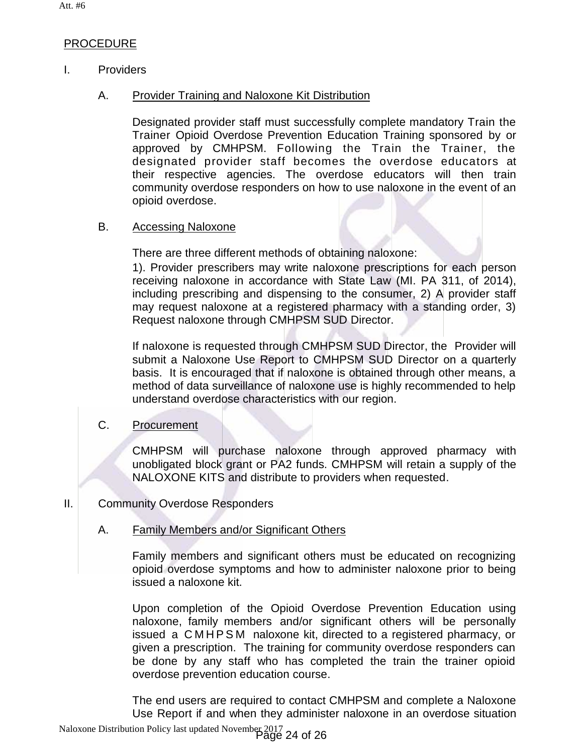## PROCEDURE

I. Providers

A. Provider Training and Naloxone Kit Distribution

Designated provider staff must successfully complete mandatory Train the Trainer Opioid Overdose Prevention Education Training sponsored by or approved by CMHPSM. Following the Train the Trainer, the designated provider staff becomes the overdose educators at their respective agencies. The overdose educators will then train community overdose responders on how to use naloxone in the event of an opioid overdose.

B. Accessing Naloxone

There are three different methods of obtaining naloxone:
1). Provider prescribers may write naloxone prescriptions for each person receiving naloxone in accordance with State Law (MI. PA 311, of 2014), including prescribing and dispensing to the consumer, 2) A provider staff may request naloxone at a registered pharmacy with a standing order, 3) Request naloxone through CMHPSM SUD Director.

If naloxone is requested through CMHPSM SUD Director, the Provider will submit a Naloxone Use Report to CMHPSM SUD Director on a quarterly basis. It is encouraged that if naloxone is obtained through other means, a method of data surveillance of naloxone use is highly recommended to help understand overdose characteristics with our region.

C. Procurement

CMHPSM will purchase naloxone through approved pharmacy with unobligated block grant or PA2 funds. CMHPSM will retain a supply of the NALOXONE KITS and distribute to providers when requested.

II. Community Overdose Responders

A. Family Members and/or Significant Others

Family members and significant others must be educated on recognizing opioid overdose symptoms and how to administer naloxone prior to being issued a naloxone kit.

Upon completion of the Opioid Overdose Prevention Education using naloxone, family members and/or significant others will be personally issued a CMHPSM naloxone kit, directed to a registered pharmacy, or given a prescription. The training for community overdose responders can be done by any staff who has completed the train the trainer opioid overdose prevention education course.

The end users are required to contact CMHPSM and complete a Naloxone Use Report if and when they administer naloxone in an overdose situation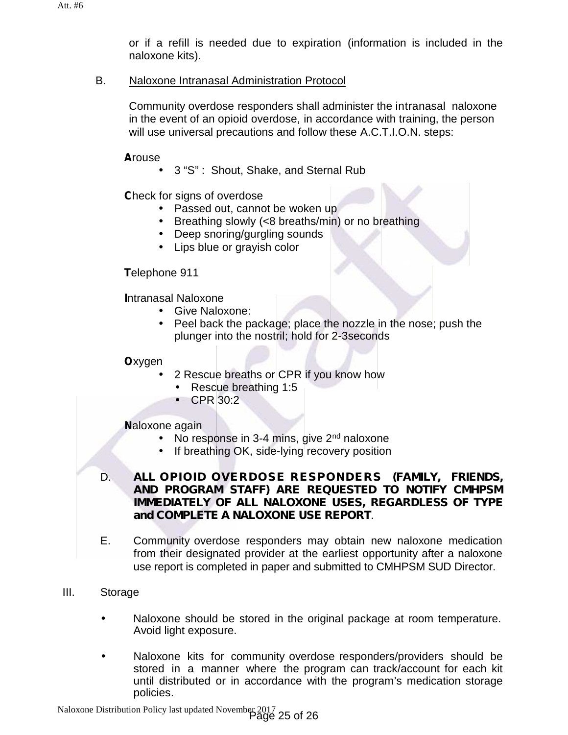or if a refill is needed due to expiration (information is included in the naloxone kits).

B. Naloxone Intranasal Administration Protocol

Community overdose responders shall administer the intranasal naloxone in the event of an opioid overdose, in accordance with training, the person will use universal precautions and follow these A.C.T.I.O.N. steps:

**A**rouse

- 3 “S” : Shout, Shake, and Sternal Rub

**C**heck for signs of overdose

- Passed out, cannot be woken up
- Breathing slowly (<8 breaths/min) or no breathing
- Deep snoring/gurgling sounds
- Lips blue or grayish color

**T**elephone 911

**I**ntranasal Naloxone

- Give Naloxone:
- Peel back the package; place the nozzle in the nose; push the plunger into the nostril; hold for 2-3seconds

**O**xygen

- 2 Rescue breaths or CPR if you know how
  - Rescue breathing 1:5
  - CPR 30:2

**N**aloxone again

- No response in 3-4 mins, give 2nd naloxone
- If breathing OK, side-lying recovery position

D. **ALL OPIOID OVERDOSE RESPONDERS (FAMILY, FRIENDS, AND PROGRAM STAFF) ARE REQUESTED TO NOTIFY CMHPSM IMMEDIATELY OF ALL NALOXONE USES, REGARDLESS OF TYPE and COMPLETE A NALOXONE USE REPORT**.

E. Community overdose responders may obtain new naloxone medication from their designated provider at the earliest opportunity after a naloxone use report is completed in paper and submitted to CMHPSM SUD Director.

III. Storage

- Naloxone should be stored in the original package at room temperature. Avoid light exposure.
- Naloxone kits for community overdose responders/providers should be stored in a manner where the program can track/account for each kit until distributed or in accordance with the program’s medication storage policies.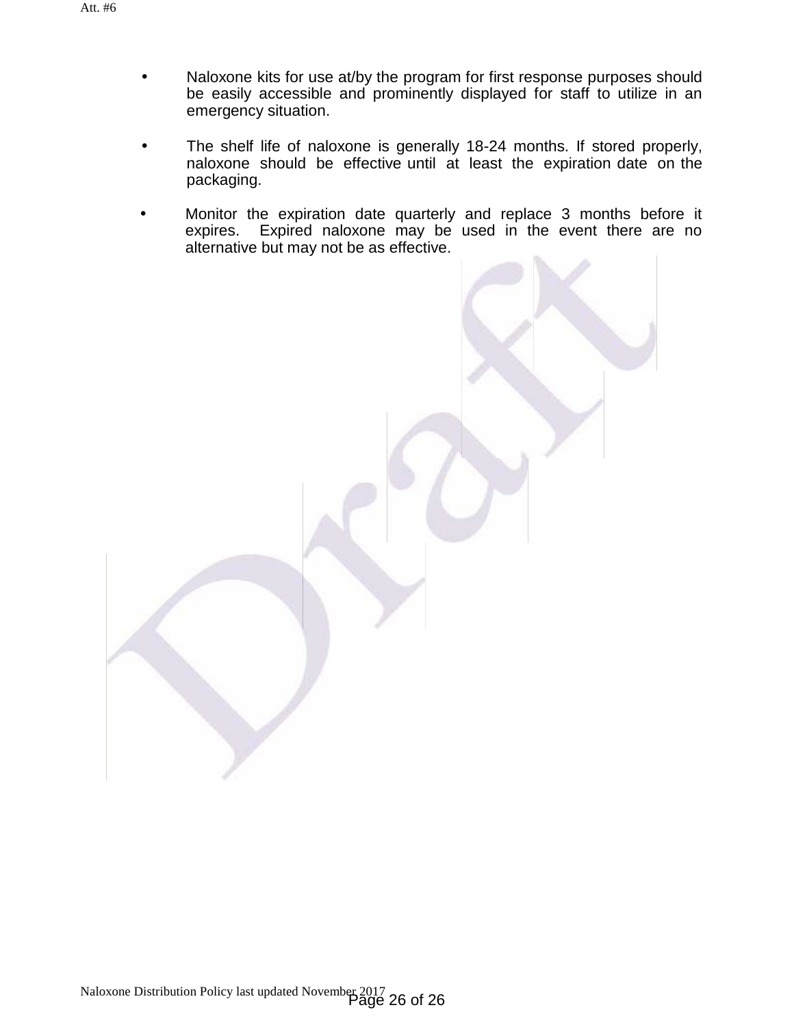- Naloxone kits for use at/by the program for first response purposes should be easily accessible and prominently displayed for staff to utilize in an emergency situation.

- The shelf life of naloxone is generally 18-24 months. If stored properly, naloxone should be effective until at least the expiration date on the packaging.

- Monitor the expiration date quarterly and replace 3 months before it expires. Expired naloxone may be used in the event there are no alternative but may not be as effective.